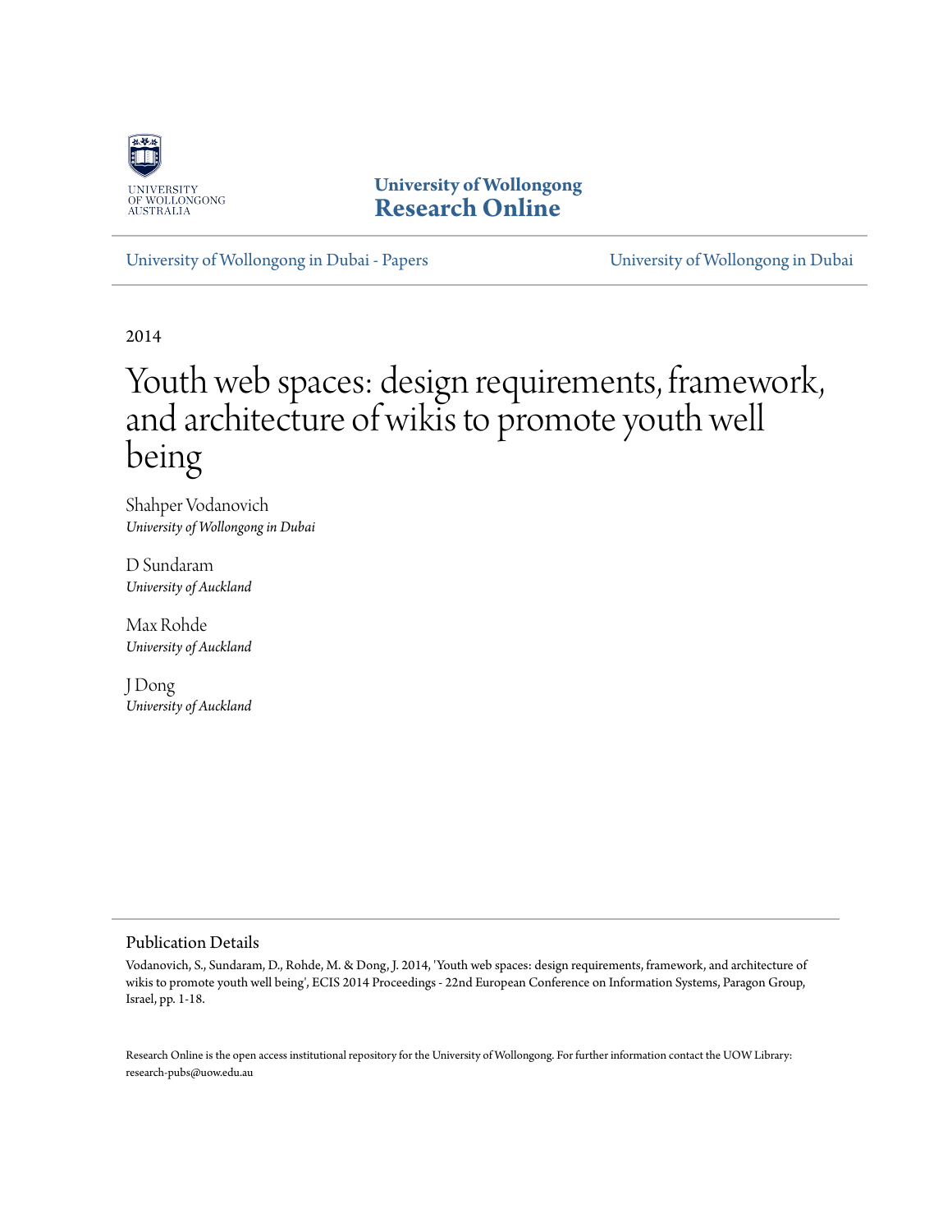University of Wollongong
Research Online

University of Wollongong in Dubai - Papers

University of Wollongong in Dubai

2014

# Youth web spaces: design requirements, framework, and architecture of wikis to promote youth well being

Shahper Vodanovich
*University of Wollongong in Dubai*

D Sundaram
*University of Auckland*

Max Rohde
*University of Auckland*

J Dong
*University of Auckland*

## Publication Details

Vodanovich, S., Sundaram, D., Rohde, M. & Dong, J. 2014, 'Youth web spaces: design requirements, framework, and architecture of wikis to promote youth well being', ECIS 2014 Proceedings - 22nd European Conference on Information Systems, Paragon Group, Israel, pp. 1-18.

Research Online is the open access institutional repository for the University of Wollongong. For further information contact the UOW Library: research-pubs@uow.edu.au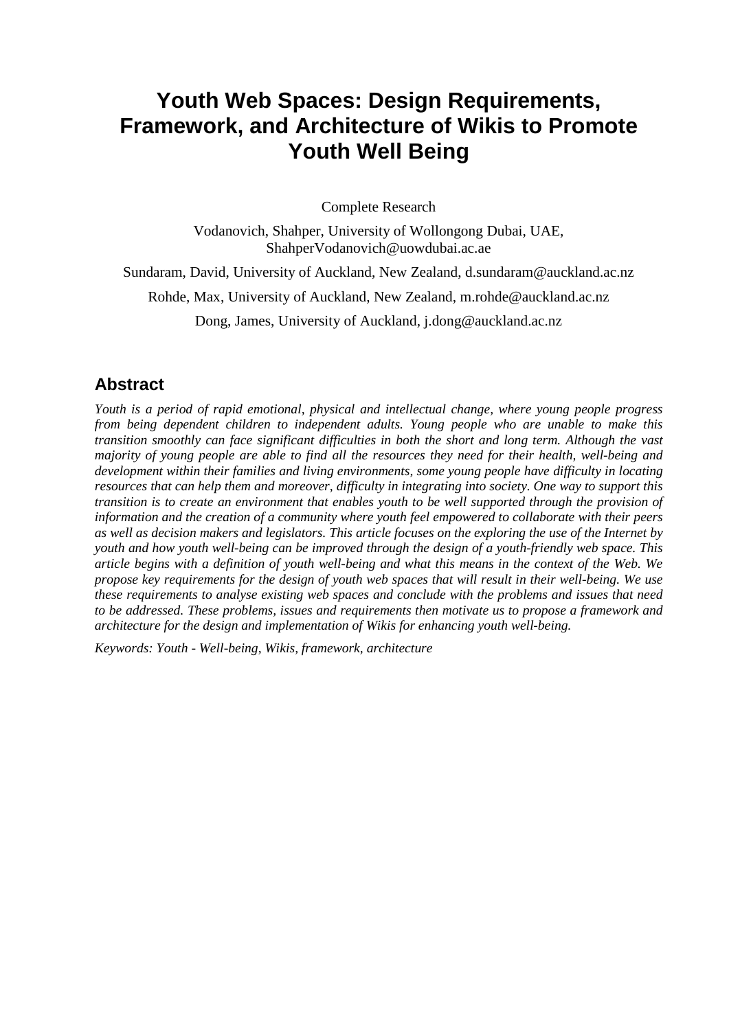# Youth Web Spaces: Design Requirements, Framework, and Architecture of Wikis to Promote Youth Well Being

Complete Research

Vodanovich, Shahper, University of Wollongong Dubai, UAE, ShahperVodanovich@uowdubai.ac.ae

Sundaram, David, University of Auckland, New Zealand, d.sundaram@auckland.ac.nz

Rohde, Max, University of Auckland, New Zealand, m.rohde@auckland.ac.nz

Dong, James, University of Auckland, j.dong@auckland.ac.nz

## Abstract

*Youth is a period of rapid emotional, physical and intellectual change, where young people progress from being dependent children to independent adults. Young people who are unable to make this transition smoothly can face significant difficulties in both the short and long term. Although the vast majority of young people are able to find all the resources they need for their health, well-being and development within their families and living environments, some young people have difficulty in locating resources that can help them and moreover, difficulty in integrating into society. One way to support this transition is to create an environment that enables youth to be well supported through the provision of information and the creation of a community where youth feel empowered to collaborate with their peers as well as decision makers and legislators. This article focuses on the exploring the use of the Internet by youth and how youth well-being can be improved through the design of a youth-friendly web space. This article begins with a definition of youth well-being and what this means in the context of the Web. We propose key requirements for the design of youth web spaces that will result in their well-being. We use these requirements to analyse existing web spaces and conclude with the problems and issues that need to be addressed. These problems, issues and requirements then motivate us to propose a framework and architecture for the design and implementation of Wikis for enhancing youth well-being.*

*Keywords: Youth - Well-being, Wikis, framework, architecture*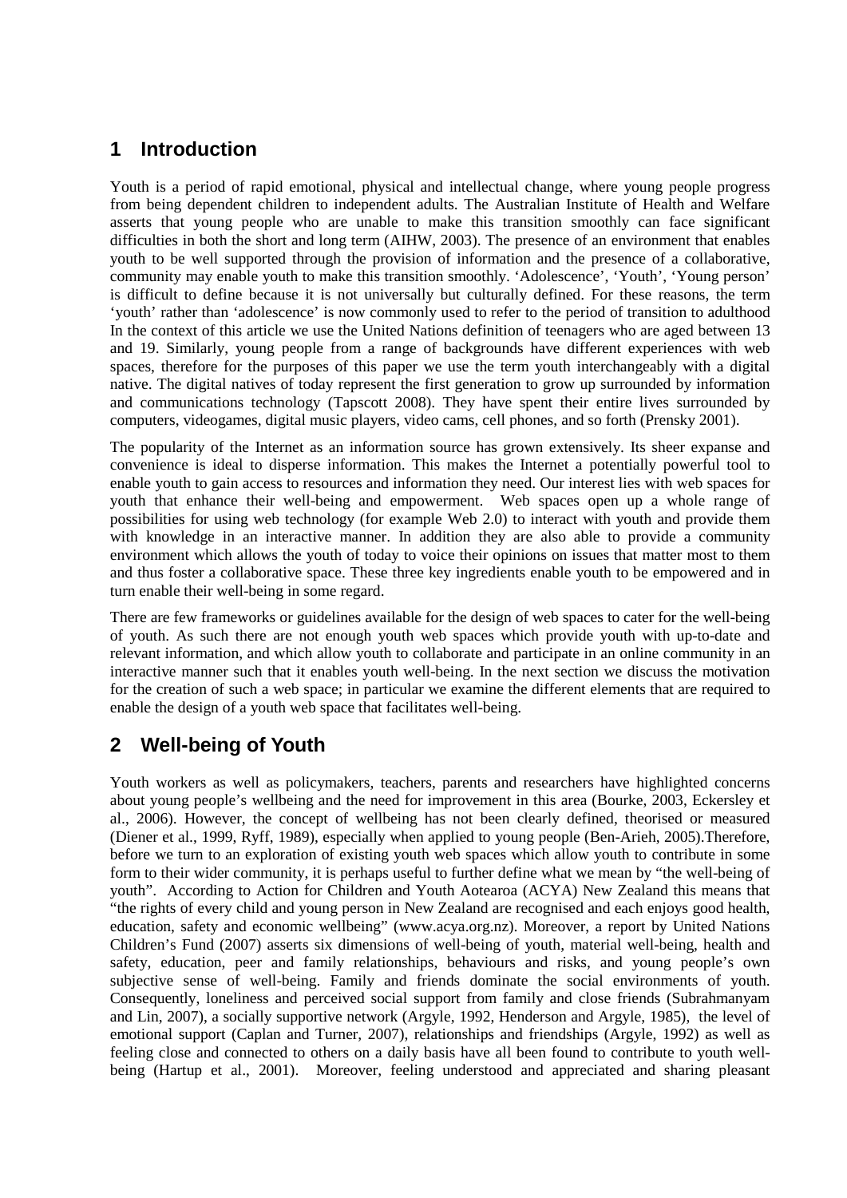## 1 Introduction

Youth is a period of rapid emotional, physical and intellectual change, where young people progress from being dependent children to independent adults. The Australian Institute of Health and Welfare asserts that young people who are unable to make this transition smoothly can face significant difficulties in both the short and long term (AIHW, 2003). The presence of an environment that enables youth to be well supported through the provision of information and the presence of a collaborative, community may enable youth to make this transition smoothly. 'Adolescence', 'Youth', 'Young person' is difficult to define because it is not universally but culturally defined. For these reasons, the term 'youth' rather than 'adolescence' is now commonly used to refer to the period of transition to adulthood In the context of this article we use the United Nations definition of teenagers who are aged between 13 and 19. Similarly, young people from a range of backgrounds have different experiences with web spaces, therefore for the purposes of this paper we use the term youth interchangeably with a digital native. The digital natives of today represent the first generation to grow up surrounded by information and communications technology (Tapscott 2008). They have spent their entire lives surrounded by computers, videogames, digital music players, video cams, cell phones, and so forth (Prensky 2001).

The popularity of the Internet as an information source has grown extensively. Its sheer expanse and convenience is ideal to disperse information. This makes the Internet a potentially powerful tool to enable youth to gain access to resources and information they need. Our interest lies with web spaces for youth that enhance their well-being and empowerment. Web spaces open up a whole range of possibilities for using web technology (for example Web 2.0) to interact with youth and provide them with knowledge in an interactive manner. In addition they are also able to provide a community environment which allows the youth of today to voice their opinions on issues that matter most to them and thus foster a collaborative space. These three key ingredients enable youth to be empowered and in turn enable their well-being in some regard.

There are few frameworks or guidelines available for the design of web spaces to cater for the well-being of youth. As such there are not enough youth web spaces which provide youth with up-to-date and relevant information, and which allow youth to collaborate and participate in an online community in an interactive manner such that it enables youth well-being. In the next section we discuss the motivation for the creation of such a web space; in particular we examine the different elements that are required to enable the design of a youth web space that facilitates well-being.

## 2 Well-being of Youth

Youth workers as well as policymakers, teachers, parents and researchers have highlighted concerns about young people's wellbeing and the need for improvement in this area (Bourke, 2003, Eckersley et al., 2006). However, the concept of wellbeing has not been clearly defined, theorised or measured (Diener et al., 1999, Ryff, 1989), especially when applied to young people (Ben-Arieh, 2005).Therefore, before we turn to an exploration of existing youth web spaces which allow youth to contribute in some form to their wider community, it is perhaps useful to further define what we mean by "the well-being of youth". According to Action for Children and Youth Aotearoa (ACYA) New Zealand this means that "the rights of every child and young person in New Zealand are recognised and each enjoys good health, education, safety and economic wellbeing" (www.acya.org.nz). Moreover, a report by United Nations Children's Fund (2007) asserts six dimensions of well-being of youth, material well-being, health and safety, education, peer and family relationships, behaviours and risks, and young people's own subjective sense of well-being. Family and friends dominate the social environments of youth. Consequently, loneliness and perceived social support from family and close friends (Subrahmanyam and Lin, 2007), a socially supportive network (Argyle, 1992, Henderson and Argyle, 1985), the level of emotional support (Caplan and Turner, 2007), relationships and friendships (Argyle, 1992) as well as feeling close and connected to others on a daily basis have all been found to contribute to youth well-being (Hartup et al., 2001). Moreover, feeling understood and appreciated and sharing pleasant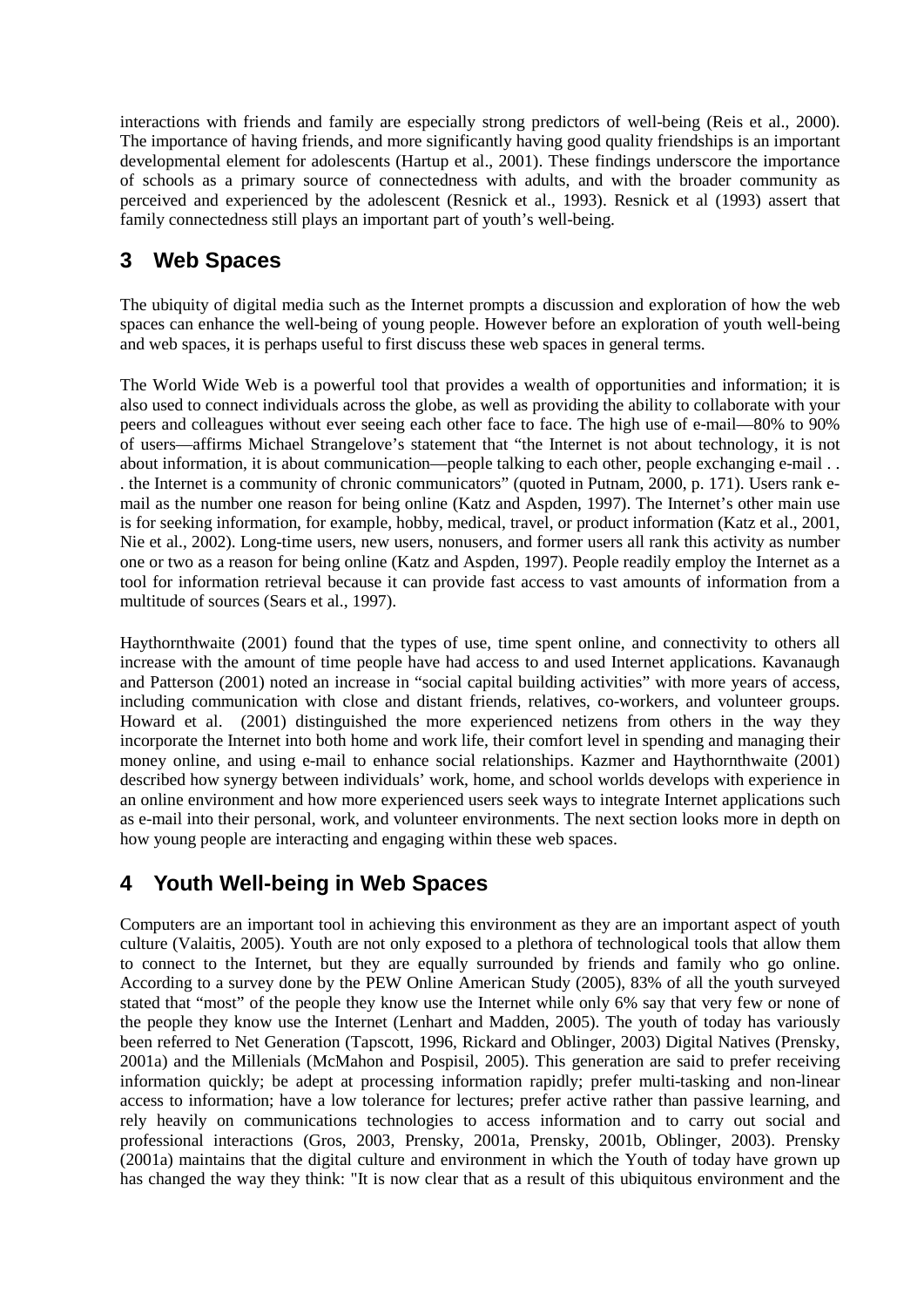interactions with friends and family are especially strong predictors of well-being (Reis et al., 2000). The importance of having friends, and more significantly having good quality friendships is an important developmental element for adolescents (Hartup et al., 2001). These findings underscore the importance of schools as a primary source of connectedness with adults, and with the broader community as perceived and experienced by the adolescent (Resnick et al., 1993). Resnick et al (1993) assert that family connectedness still plays an important part of youth's well-being.

## 3 Web Spaces

The ubiquity of digital media such as the Internet prompts a discussion and exploration of how the web spaces can enhance the well-being of young people. However before an exploration of youth well-being and web spaces, it is perhaps useful to first discuss these web spaces in general terms.

The World Wide Web is a powerful tool that provides a wealth of opportunities and information; it is also used to connect individuals across the globe, as well as providing the ability to collaborate with your peers and colleagues without ever seeing each other face to face. The high use of e-mail—80% to 90% of users—affirms Michael Strangelove's statement that "the Internet is not about technology, it is not about information, it is about communication—people talking to each other, people exchanging e-mail . . . the Internet is a community of chronic communicators" (quoted in Putnam, 2000, p. 171). Users rank e-mail as the number one reason for being online (Katz and Aspden, 1997). The Internet's other main use is for seeking information, for example, hobby, medical, travel, or product information (Katz et al., 2001, Nie et al., 2002). Long-time users, new users, nonusers, and former users all rank this activity as number one or two as a reason for being online (Katz and Aspden, 1997). People readily employ the Internet as a tool for information retrieval because it can provide fast access to vast amounts of information from a multitude of sources (Sears et al., 1997).

Haythornthwaite (2001) found that the types of use, time spent online, and connectivity to others all increase with the amount of time people have had access to and used Internet applications. Kavanaugh and Patterson (2001) noted an increase in "social capital building activities" with more years of access, including communication with close and distant friends, relatives, co-workers, and volunteer groups. Howard et al. (2001) distinguished the more experienced netizens from others in the way they incorporate the Internet into both home and work life, their comfort level in spending and managing their money online, and using e-mail to enhance social relationships. Kazmer and Haythornthwaite (2001) described how synergy between individuals' work, home, and school worlds develops with experience in an online environment and how more experienced users seek ways to integrate Internet applications such as e-mail into their personal, work, and volunteer environments. The next section looks more in depth on how young people are interacting and engaging within these web spaces.

## 4 Youth Well-being in Web Spaces

Computers are an important tool in achieving this environment as they are an important aspect of youth culture (Valaitis, 2005). Youth are not only exposed to a plethora of technological tools that allow them to connect to the Internet, but they are equally surrounded by friends and family who go online. According to a survey done by the PEW Online American Study (2005), 83% of all the youth surveyed stated that "most" of the people they know use the Internet while only 6% say that very few or none of the people they know use the Internet (Lenhart and Madden, 2005). The youth of today has variously been referred to Net Generation (Tapscott, 1996, Rickard and Oblinger, 2003) Digital Natives (Prensky, 2001a) and the Millenials (McMahon and Pospisil, 2005). This generation are said to prefer receiving information quickly; be adept at processing information rapidly; prefer multi-tasking and non-linear access to information; have a low tolerance for lectures; prefer active rather than passive learning, and rely heavily on communications technologies to access information and to carry out social and professional interactions (Gros, 2003, Prensky, 2001a, Prensky, 2001b, Oblinger, 2003). Prensky (2001a) maintains that the digital culture and environment in which the Youth of today have grown up has changed the way they think: "It is now clear that as a result of this ubiquitous environment and the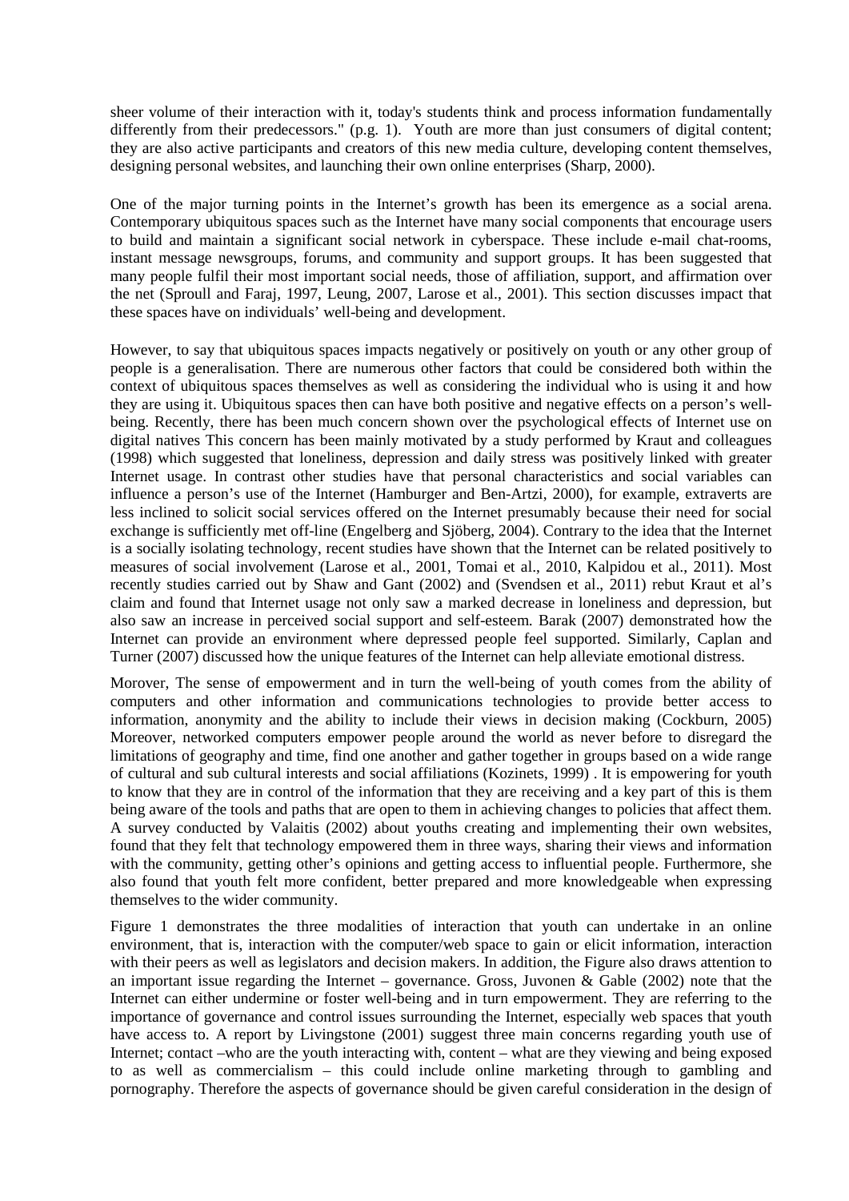sheer volume of their interaction with it, today's students think and process information fundamentally differently from their predecessors." (p.g. 1). Youth are more than just consumers of digital content; they are also active participants and creators of this new media culture, developing content themselves, designing personal websites, and launching their own online enterprises (Sharp, 2000).

One of the major turning points in the Internet's growth has been its emergence as a social arena. Contemporary ubiquitous spaces such as the Internet have many social components that encourage users to build and maintain a significant social network in cyberspace. These include e-mail chat-rooms, instant message newsgroups, forums, and community and support groups. It has been suggested that many people fulfil their most important social needs, those of affiliation, support, and affirmation over the net (Sproull and Faraj, 1997, Leung, 2007, Larose et al., 2001). This section discusses impact that these spaces have on individuals' well-being and development.

However, to say that ubiquitous spaces impacts negatively or positively on youth or any other group of people is a generalisation. There are numerous other factors that could be considered both within the context of ubiquitous spaces themselves as well as considering the individual who is using it and how they are using it. Ubiquitous spaces then can have both positive and negative effects on a person's well-being. Recently, there has been much concern shown over the psychological effects of Internet use on digital natives This concern has been mainly motivated by a study performed by Kraut and colleagues (1998) which suggested that loneliness, depression and daily stress was positively linked with greater Internet usage. In contrast other studies have that personal characteristics and social variables can influence a person's use of the Internet (Hamburger and Ben-Artzi, 2000), for example, extraverts are less inclined to solicit social services offered on the Internet presumably because their need for social exchange is sufficiently met off-line (Engelberg and Sjöberg, 2004). Contrary to the idea that the Internet is a socially isolating technology, recent studies have shown that the Internet can be related positively to measures of social involvement (Larose et al., 2001, Tomai et al., 2010, Kalpidou et al., 2011). Most recently studies carried out by Shaw and Gant (2002) and (Svendsen et al., 2011) rebut Kraut et al's claim and found that Internet usage not only saw a marked decrease in loneliness and depression, but also saw an increase in perceived social support and self-esteem. Barak (2007) demonstrated how the Internet can provide an environment where depressed people feel supported. Similarly, Caplan and Turner (2007) discussed how the unique features of the Internet can help alleviate emotional distress.

Morover, The sense of empowerment and in turn the well-being of youth comes from the ability of computers and other information and communications technologies to provide better access to information, anonymity and the ability to include their views in decision making (Cockburn, 2005) Moreover, networked computers empower people around the world as never before to disregard the limitations of geography and time, find one another and gather together in groups based on a wide range of cultural and sub cultural interests and social affiliations (Kozinets, 1999) . It is empowering for youth to know that they are in control of the information that they are receiving and a key part of this is them being aware of the tools and paths that are open to them in achieving changes to policies that affect them. A survey conducted by Valaitis (2002) about youths creating and implementing their own websites, found that they felt that technology empowered them in three ways, sharing their views and information with the community, getting other's opinions and getting access to influential people. Furthermore, she also found that youth felt more confident, better prepared and more knowledgeable when expressing themselves to the wider community.

Figure 1 demonstrates the three modalities of interaction that youth can undertake in an online environment, that is, interaction with the computer/web space to gain or elicit information, interaction with their peers as well as legislators and decision makers. In addition, the Figure also draws attention to an important issue regarding the Internet – governance. Gross, Juvonen & Gable (2002) note that the Internet can either undermine or foster well-being and in turn empowerment. They are referring to the importance of governance and control issues surrounding the Internet, especially web spaces that youth have access to. A report by Livingstone (2001) suggest three main concerns regarding youth use of Internet; contact –who are the youth interacting with, content – what are they viewing and being exposed to as well as commercialism – this could include online marketing through to gambling and pornography. Therefore the aspects of governance should be given careful consideration in the design of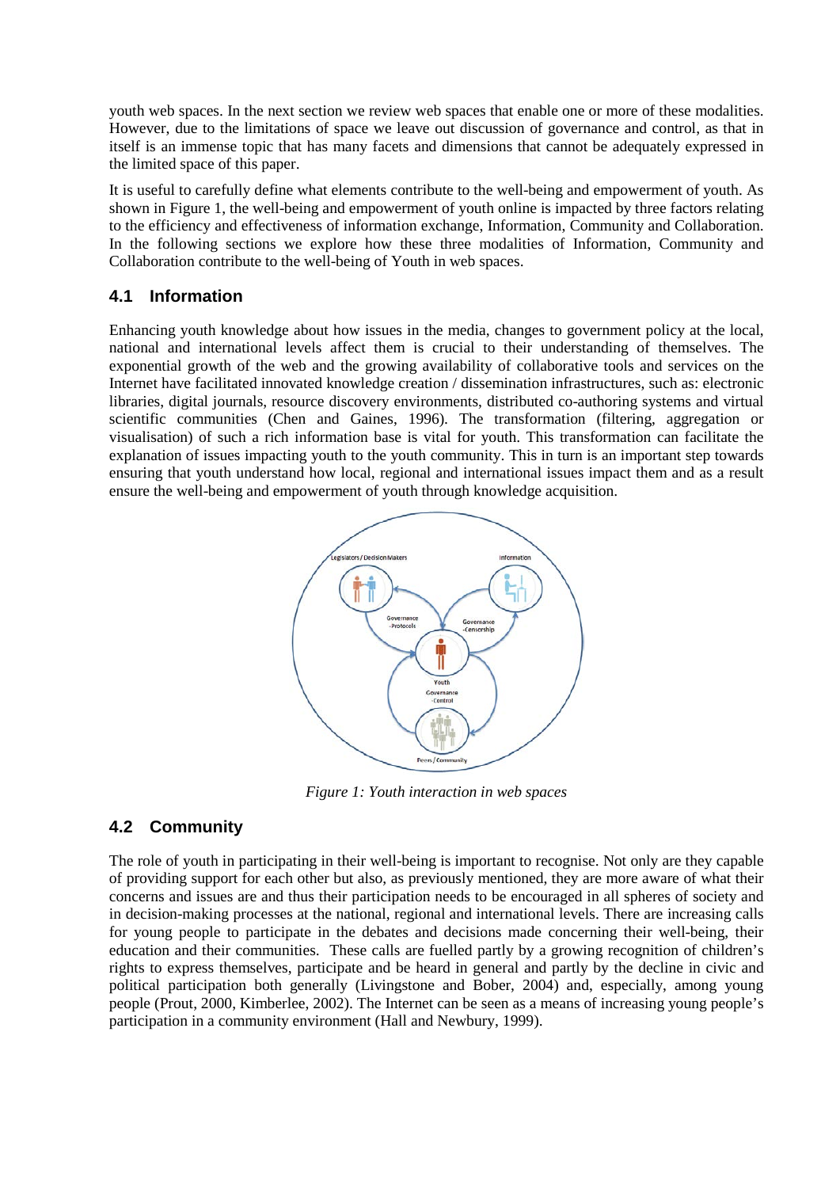youth web spaces. In the next section we review web spaces that enable one or more of these modalities. However, due to the limitations of space we leave out discussion of governance and control, as that in itself is an immense topic that has many facets and dimensions that cannot be adequately expressed in the limited space of this paper.

It is useful to carefully define what elements contribute to the well-being and empowerment of youth. As shown in Figure 1, the well-being and empowerment of youth online is impacted by three factors relating to the efficiency and effectiveness of information exchange, Information, Community and Collaboration. In the following sections we explore how these three modalities of Information, Community and Collaboration contribute to the well-being of Youth in web spaces.

## 4.1 Information

Enhancing youth knowledge about how issues in the media, changes to government policy at the local, national and international levels affect them is crucial to their understanding of themselves. The exponential growth of the web and the growing availability of collaborative tools and services on the Internet have facilitated innovated knowledge creation / dissemination infrastructures, such as: electronic libraries, digital journals, resource discovery environments, distributed co-authoring systems and virtual scientific communities (Chen and Gaines, 1996). The transformation (filtering, aggregation or visualisation) of such a rich information base is vital for youth. This transformation can facilitate the explanation of issues impacting youth to the youth community. This in turn is an important step towards ensuring that youth understand how local, regional and international issues impact them and as a result ensure the well-being and empowerment of youth through knowledge acquisition.

*Figure 1: Youth interaction in web spaces*

## 4.2 Community

The role of youth in participating in their well-being is important to recognise. Not only are they capable of providing support for each other but also, as previously mentioned, they are more aware of what their concerns and issues are and thus their participation needs to be encouraged in all spheres of society and in decision-making processes at the national, regional and international levels. There are increasing calls for young people to participate in the debates and decisions made concerning their well-being, their education and their communities. These calls are fuelled partly by a growing recognition of children's rights to express themselves, participate and be heard in general and partly by the decline in civic and political participation both generally (Livingstone and Bober, 2004) and, especially, among young people (Prout, 2000, Kimberlee, 2002). The Internet can be seen as a means of increasing young people's participation in a community environment (Hall and Newbury, 1999).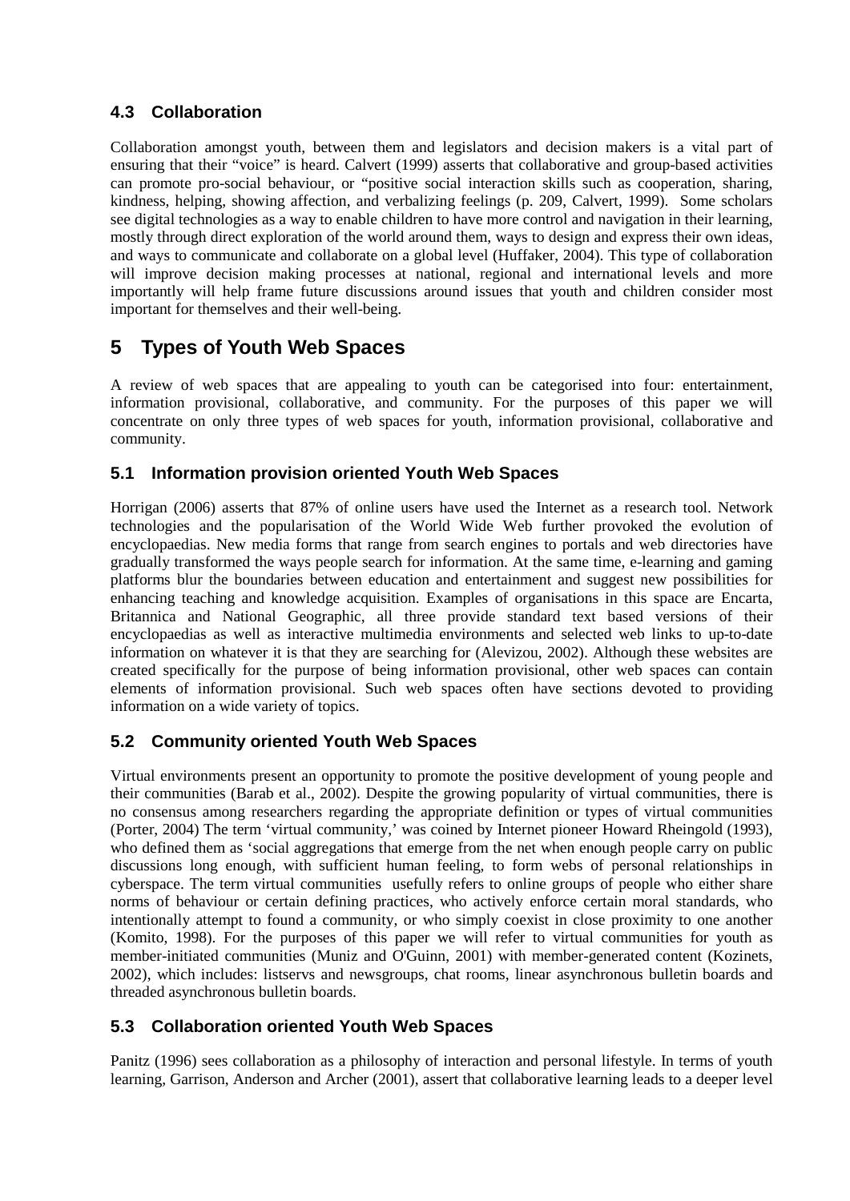### 4.3 Collaboration

Collaboration amongst youth, between them and legislators and decision makers is a vital part of ensuring that their "voice" is heard. Calvert (1999) asserts that collaborative and group-based activities can promote pro-social behaviour, or "positive social interaction skills such as cooperation, sharing, kindness, helping, showing affection, and verbalizing feelings (p. 209, Calvert, 1999). Some scholars see digital technologies as a way to enable children to have more control and navigation in their learning, mostly through direct exploration of the world around them, ways to design and express their own ideas, and ways to communicate and collaborate on a global level (Huffaker, 2004). This type of collaboration will improve decision making processes at national, regional and international levels and more importantly will help frame future discussions around issues that youth and children consider most important for themselves and their well-being.

## 5 Types of Youth Web Spaces

A review of web spaces that are appealing to youth can be categorised into four: entertainment, information provisional, collaborative, and community. For the purposes of this paper we will concentrate on only three types of web spaces for youth, information provisional, collaborative and community.

### 5.1 Information provision oriented Youth Web Spaces

Horrigan (2006) asserts that 87% of online users have used the Internet as a research tool. Network technologies and the popularisation of the World Wide Web further provoked the evolution of encyclopaedias. New media forms that range from search engines to portals and web directories have gradually transformed the ways people search for information. At the same time, e-learning and gaming platforms blur the boundaries between education and entertainment and suggest new possibilities for enhancing teaching and knowledge acquisition. Examples of organisations in this space are Encarta, Britannica and National Geographic, all three provide standard text based versions of their encyclopaedias as well as interactive multimedia environments and selected web links to up-to-date information on whatever it is that they are searching for (Alevizou, 2002). Although these websites are created specifically for the purpose of being information provisional, other web spaces can contain elements of information provisional. Such web spaces often have sections devoted to providing information on a wide variety of topics.

### 5.2 Community oriented Youth Web Spaces

Virtual environments present an opportunity to promote the positive development of young people and their communities (Barab et al., 2002). Despite the growing popularity of virtual communities, there is no consensus among researchers regarding the appropriate definition or types of virtual communities (Porter, 2004) The term 'virtual community,' was coined by Internet pioneer Howard Rheingold (1993), who defined them as 'social aggregations that emerge from the net when enough people carry on public discussions long enough, with sufficient human feeling, to form webs of personal relationships in cyberspace. The term virtual communities usefully refers to online groups of people who either share norms of behaviour or certain defining practices, who actively enforce certain moral standards, who intentionally attempt to found a community, or who simply coexist in close proximity to one another (Komito, 1998). For the purposes of this paper we will refer to virtual communities for youth as member-initiated communities (Muniz and O'Guinn, 2001) with member-generated content (Kozinets, 2002), which includes: listservs and newsgroups, chat rooms, linear asynchronous bulletin boards and threaded asynchronous bulletin boards.

### 5.3 Collaboration oriented Youth Web Spaces

Panitz (1996) sees collaboration as a philosophy of interaction and personal lifestyle. In terms of youth learning, Garrison, Anderson and Archer (2001), assert that collaborative learning leads to a deeper level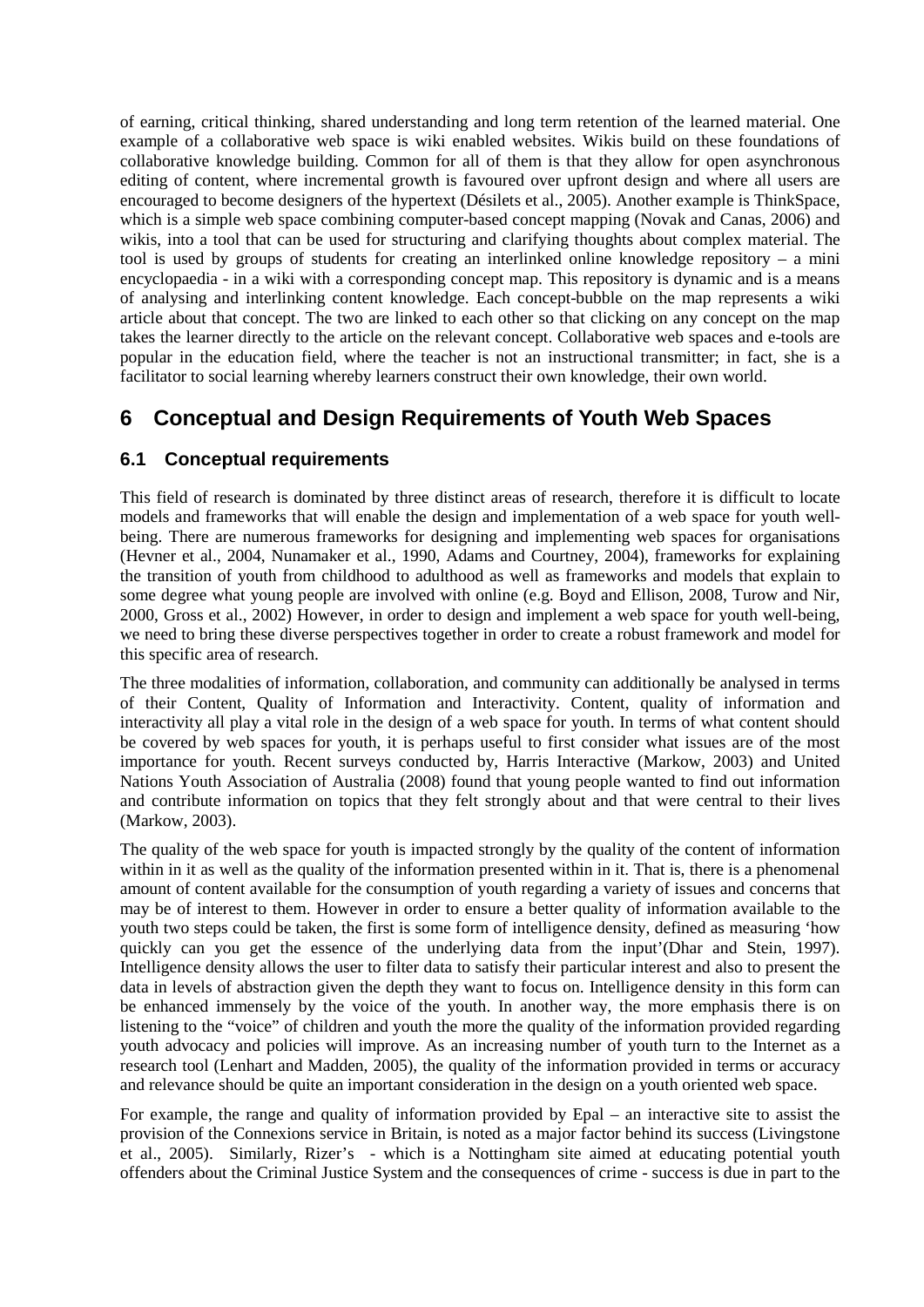of earning, critical thinking, shared understanding and long term retention of the learned material. One example of a collaborative web space is wiki enabled websites. Wikis build on these foundations of collaborative knowledge building. Common for all of them is that they allow for open asynchronous editing of content, where incremental growth is favoured over upfront design and where all users are encouraged to become designers of the hypertext (Désilets et al., 2005). Another example is ThinkSpace, which is a simple web space combining computer-based concept mapping (Novak and Canas, 2006) and wikis, into a tool that can be used for structuring and clarifying thoughts about complex material. The tool is used by groups of students for creating an interlinked online knowledge repository – a mini encyclopaedia - in a wiki with a corresponding concept map. This repository is dynamic and is a means of analysing and interlinking content knowledge. Each concept-bubble on the map represents a wiki article about that concept. The two are linked to each other so that clicking on any concept on the map takes the learner directly to the article on the relevant concept. Collaborative web spaces and e-tools are popular in the education field, where the teacher is not an instructional transmitter; in fact, she is a facilitator to social learning whereby learners construct their own knowledge, their own world.

# 6 Conceptual and Design Requirements of Youth Web Spaces

## 6.1 Conceptual requirements

This field of research is dominated by three distinct areas of research, therefore it is difficult to locate models and frameworks that will enable the design and implementation of a web space for youth well-being. There are numerous frameworks for designing and implementing web spaces for organisations (Hevner et al., 2004, Nunamaker et al., 1990, Adams and Courtney, 2004), frameworks for explaining the transition of youth from childhood to adulthood as well as frameworks and models that explain to some degree what young people are involved with online (e.g. Boyd and Ellison, 2008, Turow and Nir, 2000, Gross et al., 2002) However, in order to design and implement a web space for youth well-being, we need to bring these diverse perspectives together in order to create a robust framework and model for this specific area of research.

The three modalities of information, collaboration, and community can additionally be analysed in terms of their Content, Quality of Information and Interactivity. Content, quality of information and interactivity all play a vital role in the design of a web space for youth. In terms of what content should be covered by web spaces for youth, it is perhaps useful to first consider what issues are of the most importance for youth. Recent surveys conducted by, Harris Interactive (Markow, 2003) and United Nations Youth Association of Australia (2008) found that young people wanted to find out information and contribute information on topics that they felt strongly about and that were central to their lives (Markow, 2003).

The quality of the web space for youth is impacted strongly by the quality of the content of information within in it as well as the quality of the information presented within in it. That is, there is a phenomenal amount of content available for the consumption of youth regarding a variety of issues and concerns that may be of interest to them. However in order to ensure a better quality of information available to the youth two steps could be taken, the first is some form of intelligence density, defined as measuring 'how quickly can you get the essence of the underlying data from the input'(Dhar and Stein, 1997). Intelligence density allows the user to filter data to satisfy their particular interest and also to present the data in levels of abstraction given the depth they want to focus on. Intelligence density in this form can be enhanced immensely by the voice of the youth. In another way, the more emphasis there is on listening to the "voice" of children and youth the more the quality of the information provided regarding youth advocacy and policies will improve. As an increasing number of youth turn to the Internet as a research tool (Lenhart and Madden, 2005), the quality of the information provided in terms or accuracy and relevance should be quite an important consideration in the design on a youth oriented web space.

For example, the range and quality of information provided by Epal – an interactive site to assist the provision of the Connexions service in Britain, is noted as a major factor behind its success (Livingstone et al., 2005). Similarly, Rizer's - which is a Nottingham site aimed at educating potential youth offenders about the Criminal Justice System and the consequences of crime - success is due in part to the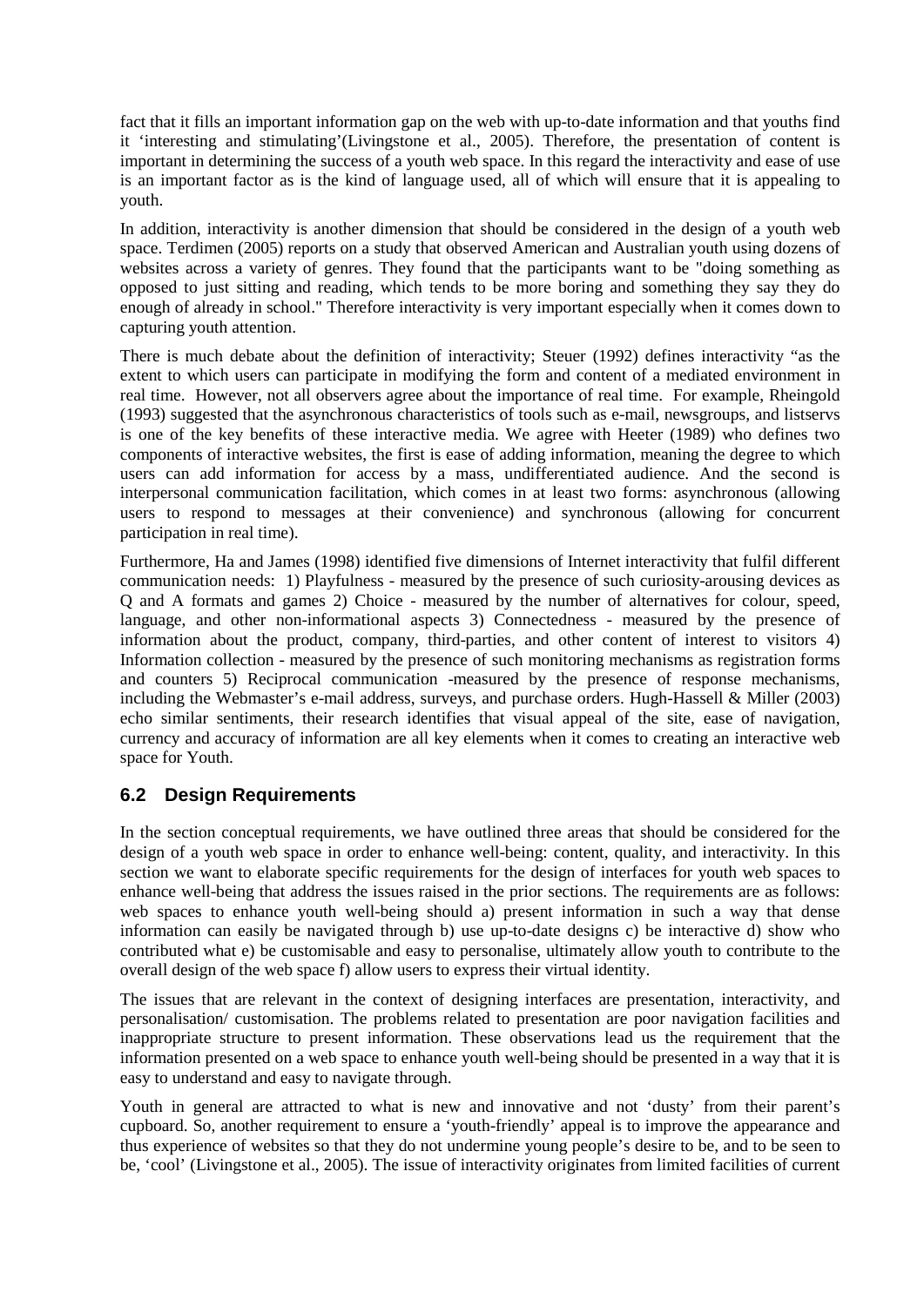fact that it fills an important information gap on the web with up-to-date information and that youths find it 'interesting and stimulating'(Livingstone et al., 2005). Therefore, the presentation of content is important in determining the success of a youth web space. In this regard the interactivity and ease of use is an important factor as is the kind of language used, all of which will ensure that it is appealing to youth.

In addition, interactivity is another dimension that should be considered in the design of a youth web space. Terdimen (2005) reports on a study that observed American and Australian youth using dozens of websites across a variety of genres. They found that the participants want to be "doing something as opposed to just sitting and reading, which tends to be more boring and something they say they do enough of already in school." Therefore interactivity is very important especially when it comes down to capturing youth attention.

There is much debate about the definition of interactivity; Steuer (1992) defines interactivity "as the extent to which users can participate in modifying the form and content of a mediated environment in real time. However, not all observers agree about the importance of real time. For example, Rheingold (1993) suggested that the asynchronous characteristics of tools such as e-mail, newsgroups, and listservs is one of the key benefits of these interactive media. We agree with Heeter (1989) who defines two components of interactive websites, the first is ease of adding information, meaning the degree to which users can add information for access by a mass, undifferentiated audience. And the second is interpersonal communication facilitation, which comes in at least two forms: asynchronous (allowing users to respond to messages at their convenience) and synchronous (allowing for concurrent participation in real time).

Furthermore, Ha and James (1998) identified five dimensions of Internet interactivity that fulfil different communication needs: 1) Playfulness - measured by the presence of such curiosity-arousing devices as Q and A formats and games 2) Choice - measured by the number of alternatives for colour, speed, language, and other non-informational aspects 3) Connectedness - measured by the presence of information about the product, company, third-parties, and other content of interest to visitors 4) Information collection - measured by the presence of such monitoring mechanisms as registration forms and counters 5) Reciprocal communication -measured by the presence of response mechanisms, including the Webmaster's e-mail address, surveys, and purchase orders. Hugh-Hassell & Miller (2003) echo similar sentiments, their research identifies that visual appeal of the site, ease of navigation, currency and accuracy of information are all key elements when it comes to creating an interactive web space for Youth.

## 6.2 Design Requirements

In the section conceptual requirements, we have outlined three areas that should be considered for the design of a youth web space in order to enhance well-being: content, quality, and interactivity. In this section we want to elaborate specific requirements for the design of interfaces for youth web spaces to enhance well-being that address the issues raised in the prior sections. The requirements are as follows: web spaces to enhance youth well-being should a) present information in such a way that dense information can easily be navigated through b) use up-to-date designs c) be interactive d) show who contributed what e) be customisable and easy to personalise, ultimately allow youth to contribute to the overall design of the web space f) allow users to express their virtual identity.

The issues that are relevant in the context of designing interfaces are presentation, interactivity, and personalisation/ customisation. The problems related to presentation are poor navigation facilities and inappropriate structure to present information. These observations lead us the requirement that the information presented on a web space to enhance youth well-being should be presented in a way that it is easy to understand and easy to navigate through.

Youth in general are attracted to what is new and innovative and not 'dusty' from their parent's cupboard. So, another requirement to ensure a 'youth-friendly' appeal is to improve the appearance and thus experience of websites so that they do not undermine young people's desire to be, and to be seen to be, 'cool' (Livingstone et al., 2005). The issue of interactivity originates from limited facilities of current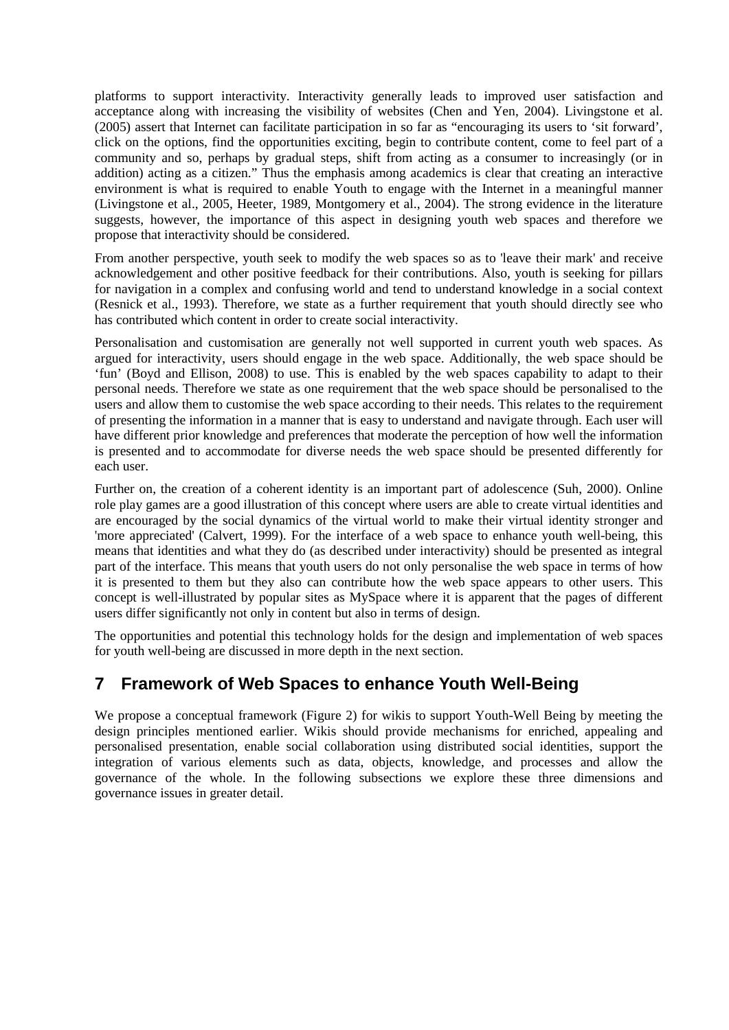platforms to support interactivity. Interactivity generally leads to improved user satisfaction and acceptance along with increasing the visibility of websites (Chen and Yen, 2004). Livingstone et al. (2005) assert that Internet can facilitate participation in so far as "encouraging its users to 'sit forward', click on the options, find the opportunities exciting, begin to contribute content, come to feel part of a community and so, perhaps by gradual steps, shift from acting as a consumer to increasingly (or in addition) acting as a citizen." Thus the emphasis among academics is clear that creating an interactive environment is what is required to enable Youth to engage with the Internet in a meaningful manner (Livingstone et al., 2005, Heeter, 1989, Montgomery et al., 2004). The strong evidence in the literature suggests, however, the importance of this aspect in designing youth web spaces and therefore we propose that interactivity should be considered.

From another perspective, youth seek to modify the web spaces so as to 'leave their mark' and receive acknowledgement and other positive feedback for their contributions. Also, youth is seeking for pillars for navigation in a complex and confusing world and tend to understand knowledge in a social context (Resnick et al., 1993). Therefore, we state as a further requirement that youth should directly see who has contributed which content in order to create social interactivity.

Personalisation and customisation are generally not well supported in current youth web spaces. As argued for interactivity, users should engage in the web space. Additionally, the web space should be 'fun' (Boyd and Ellison, 2008) to use. This is enabled by the web spaces capability to adapt to their personal needs. Therefore we state as one requirement that the web space should be personalised to the users and allow them to customise the web space according to their needs. This relates to the requirement of presenting the information in a manner that is easy to understand and navigate through. Each user will have different prior knowledge and preferences that moderate the perception of how well the information is presented and to accommodate for diverse needs the web space should be presented differently for each user.

Further on, the creation of a coherent identity is an important part of adolescence (Suh, 2000). Online role play games are a good illustration of this concept where users are able to create virtual identities and are encouraged by the social dynamics of the virtual world to make their virtual identity stronger and 'more appreciated' (Calvert, 1999). For the interface of a web space to enhance youth well-being, this means that identities and what they do (as described under interactivity) should be presented as integral part of the interface. This means that youth users do not only personalise the web space in terms of how it is presented to them but they also can contribute how the web space appears to other users. This concept is well-illustrated by popular sites as MySpace where it is apparent that the pages of different users differ significantly not only in content but also in terms of design.

The opportunities and potential this technology holds for the design and implementation of web spaces for youth well-being are discussed in more depth in the next section.

## 7 Framework of Web Spaces to enhance Youth Well-Being

We propose a conceptual framework (Figure 2) for wikis to support Youth-Well Being by meeting the design principles mentioned earlier. Wikis should provide mechanisms for enriched, appealing and personalised presentation, enable social collaboration using distributed social identities, support the integration of various elements such as data, objects, knowledge, and processes and allow the governance of the whole. In the following subsections we explore these three dimensions and governance issues in greater detail.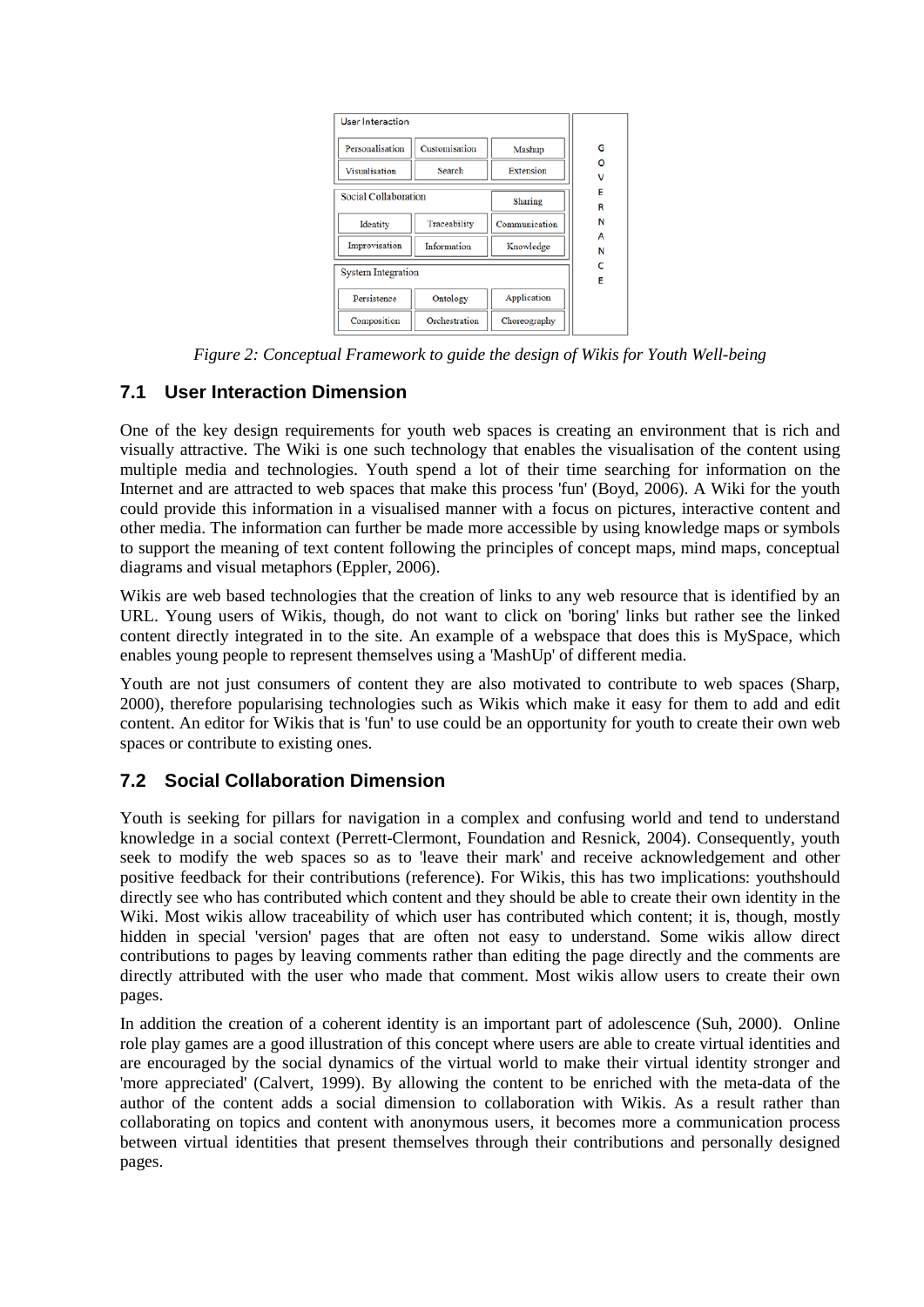| User Interaction | | | GOVERNANCE |
|---|---|---|---|
| Personalisation | Customisation | Mashup | |
| Visualisation | Search | Extension | |
| **Social Collaboration** | | Sharing | |
| Identity | Traceability | Communication | |
| Improvisation | Information | Knowledge | |
| **System Integration** | | | |
| Persistence | Ontology | Application | |
| Composition | Orchestration | Choreography | |

*Figure 2: Conceptual Framework to guide the design of Wikis for Youth Well-being*

## 7.1 User Interaction Dimension

One of the key design requirements for youth web spaces is creating an environment that is rich and visually attractive. The Wiki is one such technology that enables the visualisation of the content using multiple media and technologies. Youth spend a lot of their time searching for information on the Internet and are attracted to web spaces that make this process 'fun' (Boyd, 2006). A Wiki for the youth could provide this information in a visualised manner with a focus on pictures, interactive content and other media. The information can further be made more accessible by using knowledge maps or symbols to support the meaning of text content following the principles of concept maps, mind maps, conceptual diagrams and visual metaphors (Eppler, 2006).

Wikis are web based technologies that the creation of links to any web resource that is identified by an URL. Young users of Wikis, though, do not want to click on 'boring' links but rather see the linked content directly integrated in to the site. An example of a webspace that does this is MySpace, which enables young people to represent themselves using a 'MashUp' of different media.

Youth are not just consumers of content they are also motivated to contribute to web spaces (Sharp, 2000), therefore popularising technologies such as Wikis which make it easy for them to add and edit content. An editor for Wikis that is 'fun' to use could be an opportunity for youth to create their own web spaces or contribute to existing ones.

## 7.2 Social Collaboration Dimension

Youth is seeking for pillars for navigation in a complex and confusing world and tend to understand knowledge in a social context (Perrett-Clermont, Foundation and Resnick, 2004). Consequently, youth seek to modify the web spaces so as to 'leave their mark' and receive acknowledgement and other positive feedback for their contributions (reference). For Wikis, this has two implications: youthshould directly see who has contributed which content and they should be able to create their own identity in the Wiki. Most wikis allow traceability of which user has contributed which content; it is, though, mostly hidden in special 'version' pages that are often not easy to understand. Some wikis allow direct contributions to pages by leaving comments rather than editing the page directly and the comments are directly attributed with the user who made that comment. Most wikis allow users to create their own pages.

In addition the creation of a coherent identity is an important part of adolescence (Suh, 2000). Online role play games are a good illustration of this concept where users are able to create virtual identities and are encouraged by the social dynamics of the virtual world to make their virtual identity stronger and 'more appreciated' (Calvert, 1999). By allowing the content to be enriched with the meta-data of the author of the content adds a social dimension to collaboration with Wikis. As a result rather than collaborating on topics and content with anonymous users, it becomes more a communication process between virtual identities that present themselves through their contributions and personally designed pages.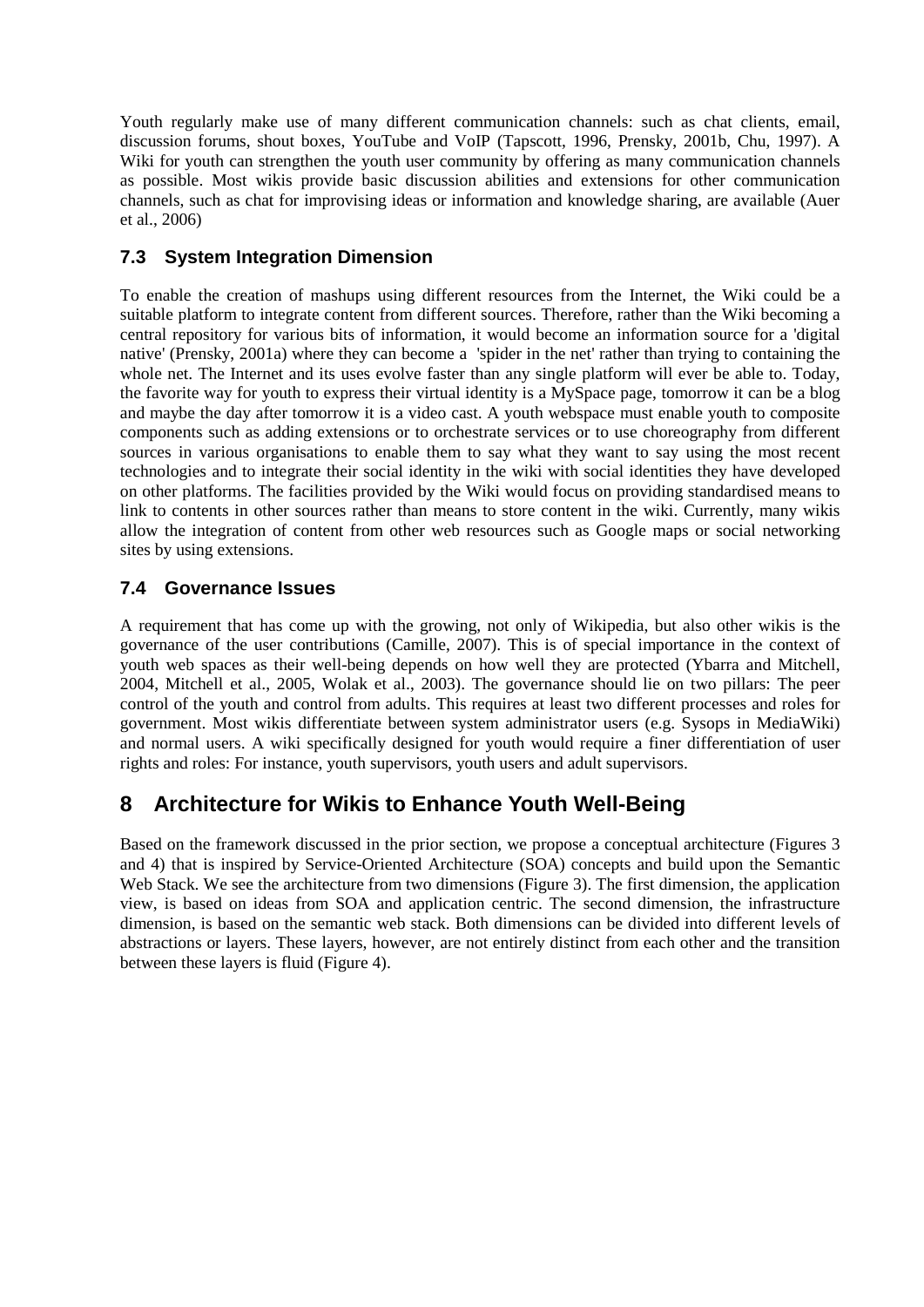Youth regularly make use of many different communication channels: such as chat clients, email, discussion forums, shout boxes, YouTube and VoIP (Tapscott, 1996, Prensky, 2001b, Chu, 1997). A Wiki for youth can strengthen the youth user community by offering as many communication channels as possible. Most wikis provide basic discussion abilities and extensions for other communication channels, such as chat for improvising ideas or information and knowledge sharing, are available (Auer et al., 2006)

### 7.3 System Integration Dimension

To enable the creation of mashups using different resources from the Internet, the Wiki could be a suitable platform to integrate content from different sources. Therefore, rather than the Wiki becoming a central repository for various bits of information, it would become an information source for a 'digital native' (Prensky, 2001a) where they can become a 'spider in the net' rather than trying to containing the whole net. The Internet and its uses evolve faster than any single platform will ever be able to. Today, the favorite way for youth to express their virtual identity is a MySpace page, tomorrow it can be a blog and maybe the day after tomorrow it is a video cast. A youth webspace must enable youth to composite components such as adding extensions or to orchestrate services or to use choreography from different sources in various organisations to enable them to say what they want to say using the most recent technologies and to integrate their social identity in the wiki with social identities they have developed on other platforms. The facilities provided by the Wiki would focus on providing standardised means to link to contents in other sources rather than means to store content in the wiki. Currently, many wikis allow the integration of content from other web resources such as Google maps or social networking sites by using extensions.

### 7.4 Governance Issues

A requirement that has come up with the growing, not only of Wikipedia, but also other wikis is the governance of the user contributions (Camille, 2007). This is of special importance in the context of youth web spaces as their well-being depends on how well they are protected (Ybarra and Mitchell, 2004, Mitchell et al., 2005, Wolak et al., 2003). The governance should lie on two pillars: The peer control of the youth and control from adults. This requires at least two different processes and roles for government. Most wikis differentiate between system administrator users (e.g. Sysops in MediaWiki) and normal users. A wiki specifically designed for youth would require a finer differentiation of user rights and roles: For instance, youth supervisors, youth users and adult supervisors.

## 8 Architecture for Wikis to Enhance Youth Well-Being

Based on the framework discussed in the prior section, we propose a conceptual architecture (Figures 3 and 4) that is inspired by Service-Oriented Architecture (SOA) concepts and build upon the Semantic Web Stack. We see the architecture from two dimensions (Figure 3). The first dimension, the application view, is based on ideas from SOA and application centric. The second dimension, the infrastructure dimension, is based on the semantic web stack. Both dimensions can be divided into different levels of abstractions or layers. These layers, however, are not entirely distinct from each other and the transition between these layers is fluid (Figure 4).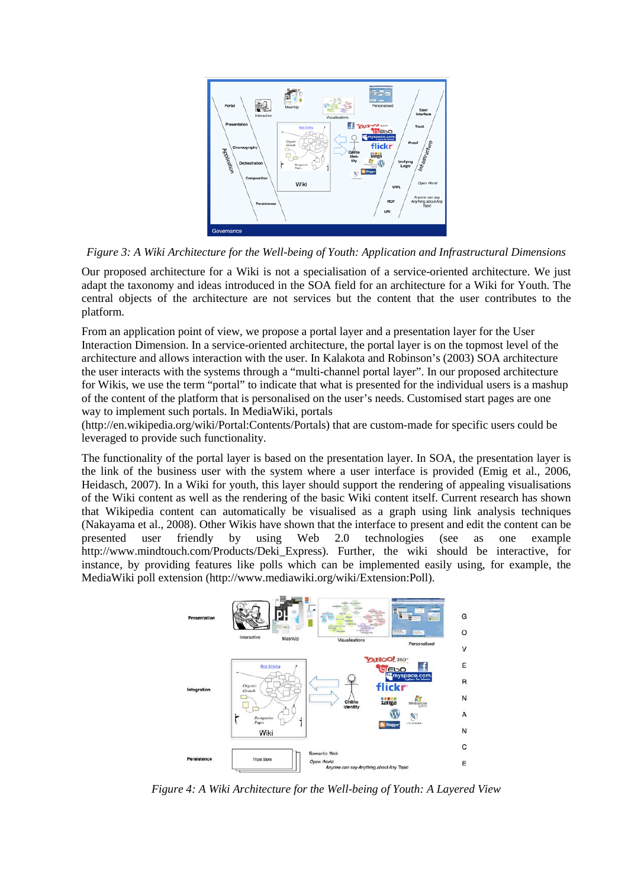*Figure 3: A Wiki Architecture for the Well-being of Youth: Application and Infrastructural Dimensions*

Our proposed architecture for a Wiki is not a specialisation of a service-oriented architecture. We just adapt the taxonomy and ideas introduced in the SOA field for an architecture for a Wiki for Youth. The central objects of the architecture are not services but the content that the user contributes to the platform.

From an application point of view, we propose a portal layer and a presentation layer for the User Interaction Dimension. In a service-oriented architecture, the portal layer is on the topmost level of the architecture and allows interaction with the user. In Kalakota and Robinson's (2003) SOA architecture the user interacts with the systems through a "multi-channel portal layer". In our proposed architecture for Wikis, we use the term "portal" to indicate that what is presented for the individual users is a mashup of the content of the platform that is personalised on the user's needs. Customised start pages are one way to implement such portals. In MediaWiki, portals (http://en.wikipedia.org/wiki/Portal:Contents/Portals) that are custom-made for specific users could be leveraged to provide such functionality.

The functionality of the portal layer is based on the presentation layer. In SOA, the presentation layer is the link of the business user with the system where a user interface is provided (Emig et al., 2006, Heidasch, 2007). In a Wiki for youth, this layer should support the rendering of appealing visualisations of the Wiki content as well as the rendering of the basic Wiki content itself. Current research has shown that Wikipedia content can automatically be visualised as a graph using link analysis techniques (Nakayama et al., 2008). Other Wikis have shown that the interface to present and edit the content can be presented user friendly by using Web 2.0 technologies (see as one example http://www.mindtouch.com/Products/Deki_Express). Further, the wiki should be interactive, for instance, by providing features like polls which can be implemented easily using, for example, the MediaWiki poll extension (http://www.mediawiki.org/wiki/Extension:Poll).

*Figure 4: A Wiki Architecture for the Well-being of Youth: A Layered View*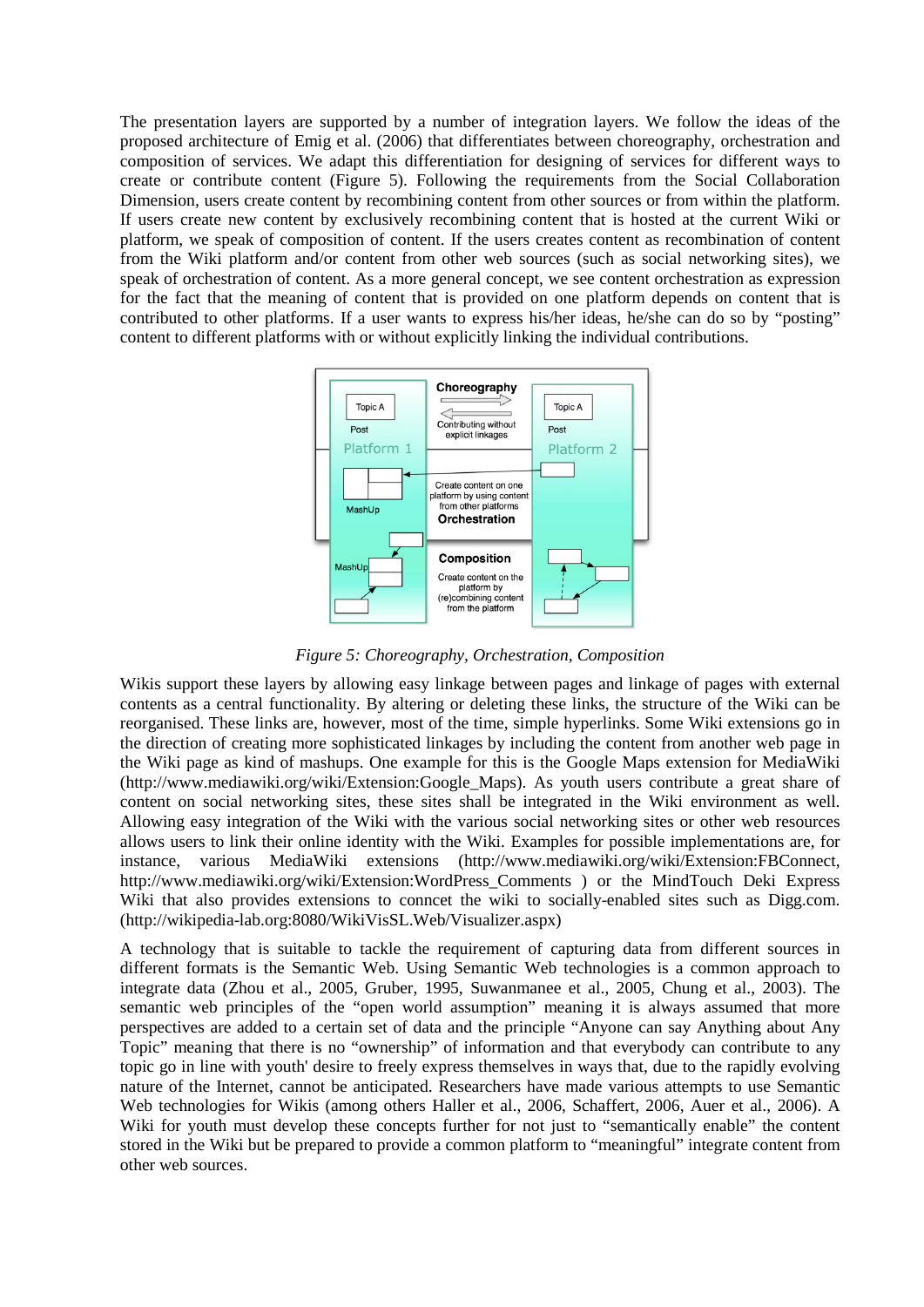The presentation layers are supported by a number of integration layers. We follow the ideas of the proposed architecture of Emig et al. (2006) that differentiates between choreography, orchestration and composition of services. We adapt this differentiation for designing of services for different ways to create or contribute content (Figure 5). Following the requirements from the Social Collaboration Dimension, users create content by recombining content from other sources or from within the platform. If users create new content by exclusively recombining content that is hosted at the current Wiki or platform, we speak of composition of content. If the users creates content as recombination of content from the Wiki platform and/or content from other web sources (such as social networking sites), we speak of orchestration of content. As a more general concept, we see content orchestration as expression for the fact that the meaning of content that is provided on one platform depends on content that is contributed to other platforms. If a user wants to express his/her ideas, he/she can do so by "posting" content to different platforms with or without explicitly linking the individual contributions.

*Figure 5: Choreography, Orchestration, Composition*

Wikis support these layers by allowing easy linkage between pages and linkage of pages with external contents as a central functionality. By altering or deleting these links, the structure of the Wiki can be reorganised. These links are, however, most of the time, simple hyperlinks. Some Wiki extensions go in the direction of creating more sophisticated linkages by including the content from another web page in the Wiki page as kind of mashups. One example for this is the Google Maps extension for MediaWiki (http://www.mediawiki.org/wiki/Extension:Google_Maps). As youth users contribute a great share of content on social networking sites, these sites shall be integrated in the Wiki environment as well. Allowing easy integration of the Wiki with the various social networking sites or other web resources allows users to link their online identity with the Wiki. Examples for possible implementations are, for instance, various MediaWiki extensions (http://www.mediawiki.org/wiki/Extension:FBConnect, http://www.mediawiki.org/wiki/Extension:WordPress_Comments ) or the MindTouch Deki Express Wiki that also provides extensions to conncet the wiki to socially-enabled sites such as Digg.com. (http://wikipedia-lab.org:8080/WikiVisSL.Web/Visualizer.aspx)

A technology that is suitable to tackle the requirement of capturing data from different sources in different formats is the Semantic Web. Using Semantic Web technologies is a common approach to integrate data (Zhou et al., 2005, Gruber, 1995, Suwanmanee et al., 2005, Chung et al., 2003). The semantic web principles of the "open world assumption" meaning it is always assumed that more perspectives are added to a certain set of data and the principle "Anyone can say Anything about Any Topic" meaning that there is no "ownership" of information and that everybody can contribute to any topic go in line with youth' desire to freely express themselves in ways that, due to the rapidly evolving nature of the Internet, cannot be anticipated. Researchers have made various attempts to use Semantic Web technologies for Wikis (among others Haller et al., 2006, Schaffert, 2006, Auer et al., 2006). A Wiki for youth must develop these concepts further for not just to "semantically enable" the content stored in the Wiki but be prepared to provide a common platform to "meaningful" integrate content from other web sources.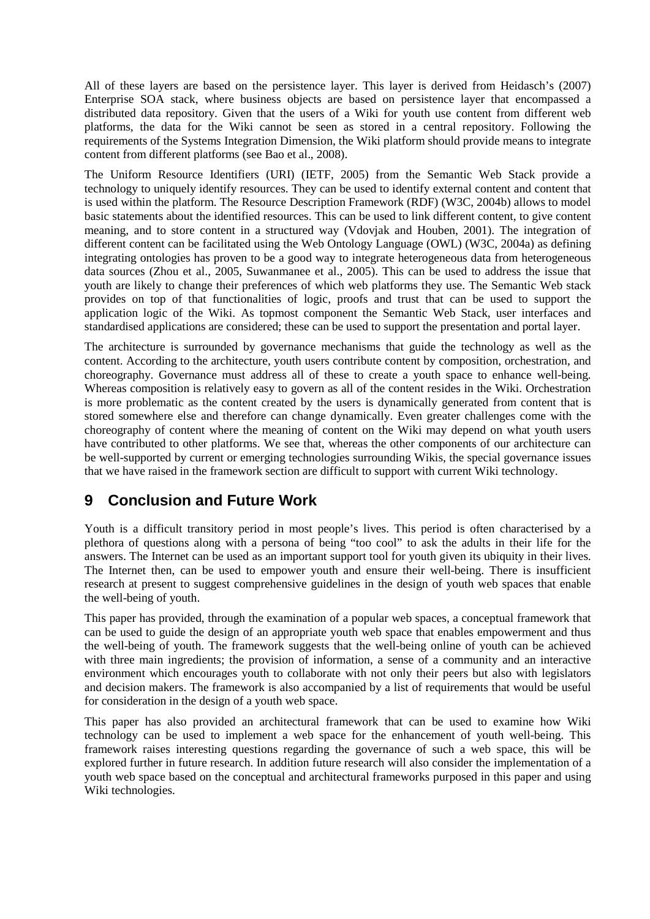All of these layers are based on the persistence layer. This layer is derived from Heidasch's (2007) Enterprise SOA stack, where business objects are based on persistence layer that encompassed a distributed data repository. Given that the users of a Wiki for youth use content from different web platforms, the data for the Wiki cannot be seen as stored in a central repository. Following the requirements of the Systems Integration Dimension, the Wiki platform should provide means to integrate content from different platforms (see Bao et al., 2008).

The Uniform Resource Identifiers (URI) (IETF, 2005) from the Semantic Web Stack provide a technology to uniquely identify resources. They can be used to identify external content and content that is used within the platform. The Resource Description Framework (RDF) (W3C, 2004b) allows to model basic statements about the identified resources. This can be used to link different content, to give content meaning, and to store content in a structured way (Vdovjak and Houben, 2001). The integration of different content can be facilitated using the Web Ontology Language (OWL) (W3C, 2004a) as defining integrating ontologies has proven to be a good way to integrate heterogeneous data from heterogeneous data sources (Zhou et al., 2005, Suwanmanee et al., 2005). This can be used to address the issue that youth are likely to change their preferences of which web platforms they use. The Semantic Web stack provides on top of that functionalities of logic, proofs and trust that can be used to support the application logic of the Wiki. As topmost component the Semantic Web Stack, user interfaces and standardised applications are considered; these can be used to support the presentation and portal layer.

The architecture is surrounded by governance mechanisms that guide the technology as well as the content. According to the architecture, youth users contribute content by composition, orchestration, and choreography. Governance must address all of these to create a youth space to enhance well-being. Whereas composition is relatively easy to govern as all of the content resides in the Wiki. Orchestration is more problematic as the content created by the users is dynamically generated from content that is stored somewhere else and therefore can change dynamically. Even greater challenges come with the choreography of content where the meaning of content on the Wiki may depend on what youth users have contributed to other platforms. We see that, whereas the other components of our architecture can be well-supported by current or emerging technologies surrounding Wikis, the special governance issues that we have raised in the framework section are difficult to support with current Wiki technology.

## 9 Conclusion and Future Work

Youth is a difficult transitory period in most people's lives. This period is often characterised by a plethora of questions along with a persona of being "too cool" to ask the adults in their life for the answers. The Internet can be used as an important support tool for youth given its ubiquity in their lives. The Internet then, can be used to empower youth and ensure their well-being. There is insufficient research at present to suggest comprehensive guidelines in the design of youth web spaces that enable the well-being of youth.

This paper has provided, through the examination of a popular web spaces, a conceptual framework that can be used to guide the design of an appropriate youth web space that enables empowerment and thus the well-being of youth. The framework suggests that the well-being online of youth can be achieved with three main ingredients; the provision of information, a sense of a community and an interactive environment which encourages youth to collaborate with not only their peers but also with legislators and decision makers. The framework is also accompanied by a list of requirements that would be useful for consideration in the design of a youth web space.

This paper has also provided an architectural framework that can be used to examine how Wiki technology can be used to implement a web space for the enhancement of youth well-being. This framework raises interesting questions regarding the governance of such a web space, this will be explored further in future research. In addition future research will also consider the implementation of a youth web space based on the conceptual and architectural frameworks purposed in this paper and using Wiki technologies.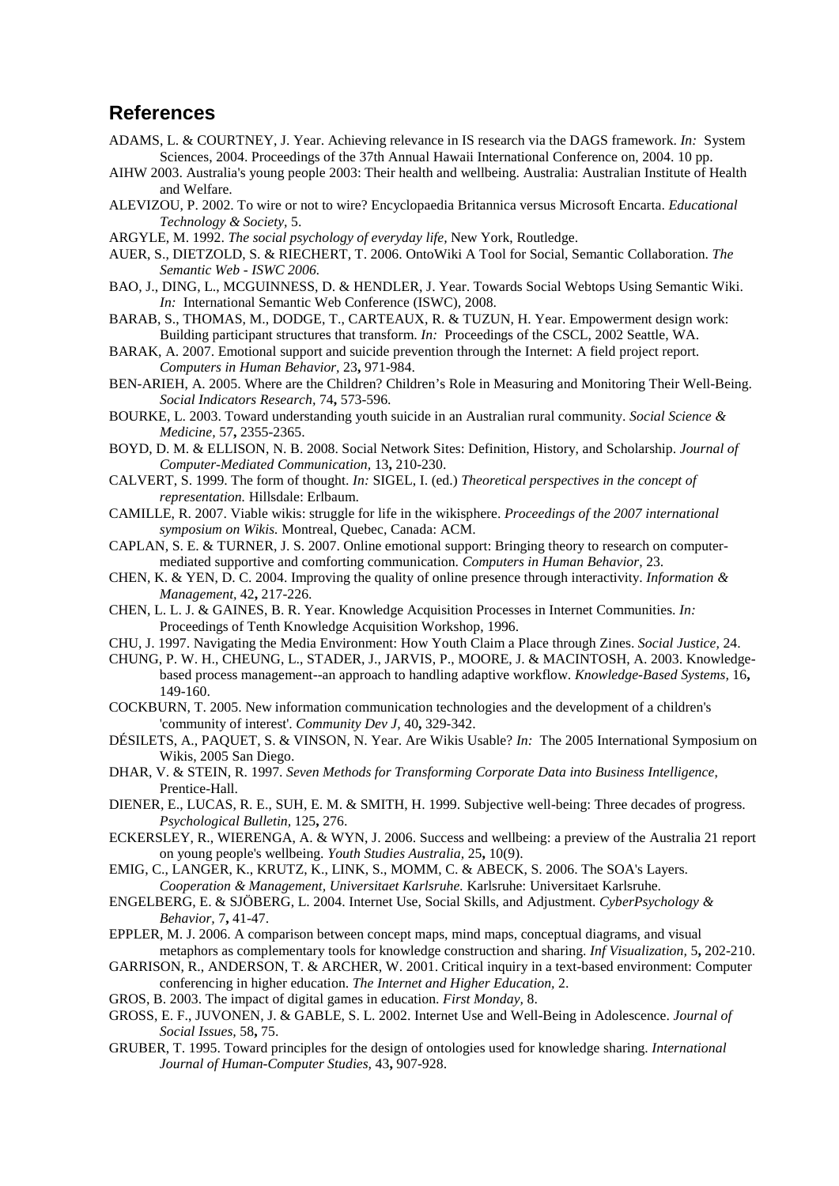## References

ADAMS, L. & COURTNEY, J. Year. Achieving relevance in IS research via the DAGS framework. *In:* System Sciences, 2004. Proceedings of the 37th Annual Hawaii International Conference on, 2004. 10 pp.

AIHW 2003. Australia's young people 2003: Their health and wellbeing. Australia: Australian Institute of Health and Welfare.

ALEVIZOU, P. 2002. To wire or not to wire? Encyclopaedia Britannica versus Microsoft Encarta. *Educational Technology & Society,* 5.

ARGYLE, M. 1992. *The social psychology of everyday life,* New York, Routledge.

AUER, S., DIETZOLD, S. & RIECHERT, T. 2006. OntoWiki A Tool for Social, Semantic Collaboration. *The Semantic Web - ISWC 2006*.

BAO, J., DING, L., MCGUINNESS, D. & HENDLER, J. Year. Towards Social Webtops Using Semantic Wiki. *In:* International Semantic Web Conference (ISWC), 2008.

BARAB, S., THOMAS, M., DODGE, T., CARTEAUX, R. & TUZUN, H. Year. Empowerment design work: Building participant structures that transform. *In:* Proceedings of the CSCL, 2002 Seattle, WA.

BARAK, A. 2007. Emotional support and suicide prevention through the Internet: A field project report. *Computers in Human Behavior,* 23**,** 971-984.

BEN-ARIEH, A. 2005. Where are the Children? Children's Role in Measuring and Monitoring Their Well-Being. *Social Indicators Research,* 74**,** 573-596.

BOURKE, L. 2003. Toward understanding youth suicide in an Australian rural community. *Social Science & Medicine,* 57**,** 2355-2365.

BOYD, D. M. & ELLISON, N. B. 2008. Social Network Sites: Definition, History, and Scholarship. *Journal of Computer-Mediated Communication,* 13**,** 210-230.

CALVERT, S. 1999. The form of thought. *In:* SIGEL, I. (ed.) *Theoretical perspectives in the concept of representation.* Hillsdale: Erlbaum.

CAMILLE, R. 2007. Viable wikis: struggle for life in the wikisphere. *Proceedings of the 2007 international symposium on Wikis.* Montreal, Quebec, Canada: ACM.

CAPLAN, S. E. & TURNER, J. S. 2007. Online emotional support: Bringing theory to research on computer-mediated supportive and comforting communication. *Computers in Human Behavior,* 23.

CHEN, K. & YEN, D. C. 2004. Improving the quality of online presence through interactivity. *Information & Management,* 42**,** 217-226.

CHEN, L. L. J. & GAINES, B. R. Year. Knowledge Acquisition Processes in Internet Communities. *In:* Proceedings of Tenth Knowledge Acquisition Workshop, 1996.

CHU, J. 1997. Navigating the Media Environment: How Youth Claim a Place through Zines. *Social Justice,* 24.

CHUNG, P. W. H., CHEUNG, L., STADER, J., JARVIS, P., MOORE, J. & MACINTOSH, A. 2003. Knowledge-based process management--an approach to handling adaptive workflow. *Knowledge-Based Systems,* 16**,** 149-160.

COCKBURN, T. 2005. New information communication technologies and the development of a children's 'community of interest'. *Community Dev J,* 40**,** 329-342.

DÉSILETS, A., PAQUET, S. & VINSON, N. Year. Are Wikis Usable? *In:* The 2005 International Symposium on Wikis, 2005 San Diego.

DHAR, V. & STEIN, R. 1997. *Seven Methods for Transforming Corporate Data into Business Intelligence,* Prentice-Hall.

DIENER, E., LUCAS, R. E., SUH, E. M. & SMITH, H. 1999. Subjective well-being: Three decades of progress. *Psychological Bulletin,* 125**,** 276.

ECKERSLEY, R., WIERENGA, A. & WYN, J. 2006. Success and wellbeing: a preview of the Australia 21 report on young people's wellbeing. *Youth Studies Australia,* 25**,** 10(9).

EMIG, C., LANGER, K., KRUTZ, K., LINK, S., MOMM, C. & ABECK, S. 2006. The SOA's Layers. *Cooperation & Management, Universitaet Karlsruhe.* Karlsruhe: Universitaet Karlsruhe.

ENGELBERG, E. & SJÖBERG, L. 2004. Internet Use, Social Skills, and Adjustment. *CyberPsychology & Behavior,* 7**,** 41-47.

EPPLER, M. J. 2006. A comparison between concept maps, mind maps, conceptual diagrams, and visual metaphors as complementary tools for knowledge construction and sharing. *Inf Visualization,* 5**,** 202-210.

GARRISON, R., ANDERSON, T. & ARCHER, W. 2001. Critical inquiry in a text-based environment: Computer conferencing in higher education. *The Internet and Higher Education,* 2.

GROS, B. 2003. The impact of digital games in education. *First Monday,* 8.

GROSS, E. F., JUVONEN, J. & GABLE, S. L. 2002. Internet Use and Well-Being in Adolescence. *Journal of Social Issues,* 58**,** 75.

GRUBER, T. 1995. Toward principles for the design of ontologies used for knowledge sharing. *International Journal of Human-Computer Studies,* 43**,** 907-928.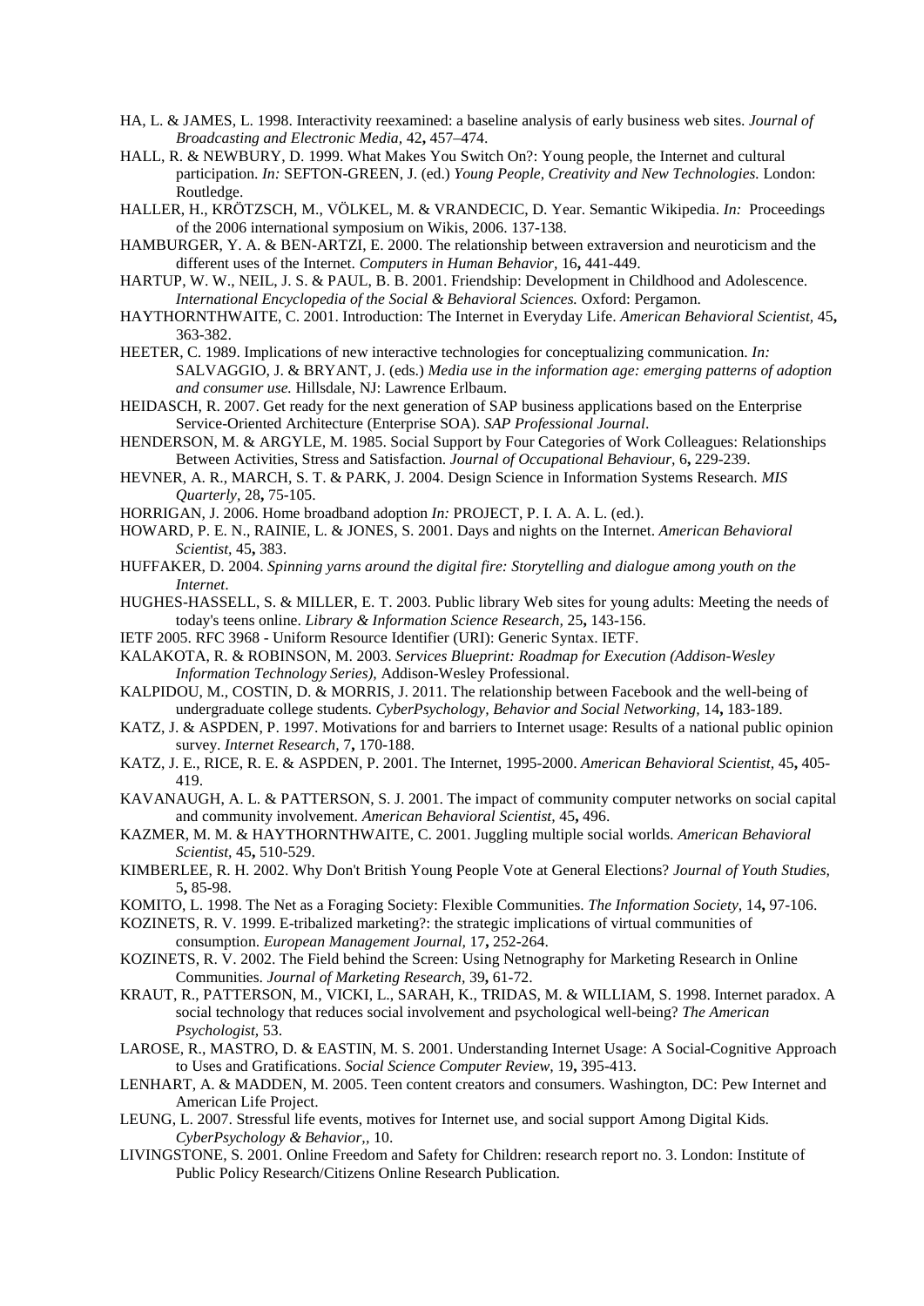HA, L. & JAMES, L. 1998. Interactivity reexamined: a baseline analysis of early business web sites. *Journal of Broadcasting and Electronic Media,* 42**,** 457–474.

HALL, R. & NEWBURY, D. 1999. What Makes You Switch On?: Young people, the Internet and cultural participation. *In:* SEFTON-GREEN, J. (ed.) *Young People, Creativity and New Technologies.* London: Routledge.

HALLER, H., KRÖTZSCH, M., VÖLKEL, M. & VRANDECIC, D. Year. Semantic Wikipedia. *In:* Proceedings of the 2006 international symposium on Wikis, 2006. 137-138.

HAMBURGER, Y. A. & BEN-ARTZI, E. 2000. The relationship between extraversion and neuroticism and the different uses of the Internet. *Computers in Human Behavior,* 16**,** 441-449.

HARTUP, W. W., NEIL, J. S. & PAUL, B. B. 2001. Friendship: Development in Childhood and Adolescence. *International Encyclopedia of the Social & Behavioral Sciences.* Oxford: Pergamon.

HAYTHORNTHWAITE, C. 2001. Introduction: The Internet in Everyday Life. *American Behavioral Scientist,* 45**,** 363-382.

HEETER, C. 1989. Implications of new interactive technologies for conceptualizing communication. *In:* SALVAGGIO, J. & BRYANT, J. (eds.) *Media use in the information age: emerging patterns of adoption and consumer use.* Hillsdale, NJ: Lawrence Erlbaum.

HEIDASCH, R. 2007. Get ready for the next generation of SAP business applications based on the Enterprise Service-Oriented Architecture (Enterprise SOA). *SAP Professional Journal*.

HENDERSON, M. & ARGYLE, M. 1985. Social Support by Four Categories of Work Colleagues: Relationships Between Activities, Stress and Satisfaction. *Journal of Occupational Behaviour,* 6**,** 229-239.

HEVNER, A. R., MARCH, S. T. & PARK, J. 2004. Design Science in Information Systems Research. *MIS Quarterly,* 28**,** 75-105.

HORRIGAN, J. 2006. Home broadband adoption *In:* PROJECT, P. I. A. A. L. (ed.).

HOWARD, P. E. N., RAINIE, L. & JONES, S. 2001. Days and nights on the Internet. *American Behavioral Scientist,* 45**,** 383.

HUFFAKER, D. 2004. *Spinning yarns around the digital fire: Storytelling and dialogue among youth on the Internet*.

HUGHES-HASSELL, S. & MILLER, E. T. 2003. Public library Web sites for young adults: Meeting the needs of today's teens online. *Library & Information Science Research,* 25**,** 143-156.

IETF 2005. RFC 3968 - Uniform Resource Identifier (URI): Generic Syntax. IETF.

KALAKOTA, R. & ROBINSON, M. 2003. *Services Blueprint: Roadmap for Execution (Addison-Wesley Information Technology Series),* Addison-Wesley Professional.

KALPIDOU, M., COSTIN, D. & MORRIS, J. 2011. The relationship between Facebook and the well-being of undergraduate college students. *CyberPsychology, Behavior and Social Networking,* 14**,** 183-189.

KATZ, J. & ASPDEN, P. 1997. Motivations for and barriers to Internet usage: Results of a national public opinion survey. *Internet Research,* 7**,** 170-188.

KATZ, J. E., RICE, R. E. & ASPDEN, P. 2001. The Internet, 1995-2000. *American Behavioral Scientist,* 45**,** 405-419.

KAVANAUGH, A. L. & PATTERSON, S. J. 2001. The impact of community computer networks on social capital and community involvement. *American Behavioral Scientist,* 45**,** 496.

KAZMER, M. M. & HAYTHORNTHWAITE, C. 2001. Juggling multiple social worlds. *American Behavioral Scientist,* 45**,** 510-529.

KIMBERLEE, R. H. 2002. Why Don't British Young People Vote at General Elections? *Journal of Youth Studies,* 5**,** 85-98.

KOMITO, L. 1998. The Net as a Foraging Society: Flexible Communities. *The Information Society,* 14**,** 97-106.

KOZINETS, R. V. 1999. E-tribalized marketing?: the strategic implications of virtual communities of consumption. *European Management Journal,* 17**,** 252-264.

KOZINETS, R. V. 2002. The Field behind the Screen: Using Netnography for Marketing Research in Online Communities. *Journal of Marketing Research,* 39**,** 61-72.

KRAUT, R., PATTERSON, M., VICKI, L., SARAH, K., TRIDAS, M. & WILLIAM, S. 1998. Internet paradox. A social technology that reduces social involvement and psychological well-being? *The American Psychologist,* 53.

LAROSE, R., MASTRO, D. & EASTIN, M. S. 2001. Understanding Internet Usage: A Social-Cognitive Approach to Uses and Gratifications. *Social Science Computer Review,* 19**,** 395-413.

LENHART, A. & MADDEN, M. 2005. Teen content creators and consumers. Washington, DC: Pew Internet and American Life Project.

LEUNG, L. 2007. Stressful life events, motives for Internet use, and social support Among Digital Kids. *CyberPsychology & Behavior,*, 10.

LIVINGSTONE, S. 2001. Online Freedom and Safety for Children: research report no. 3. London: Institute of Public Policy Research/Citizens Online Research Publication.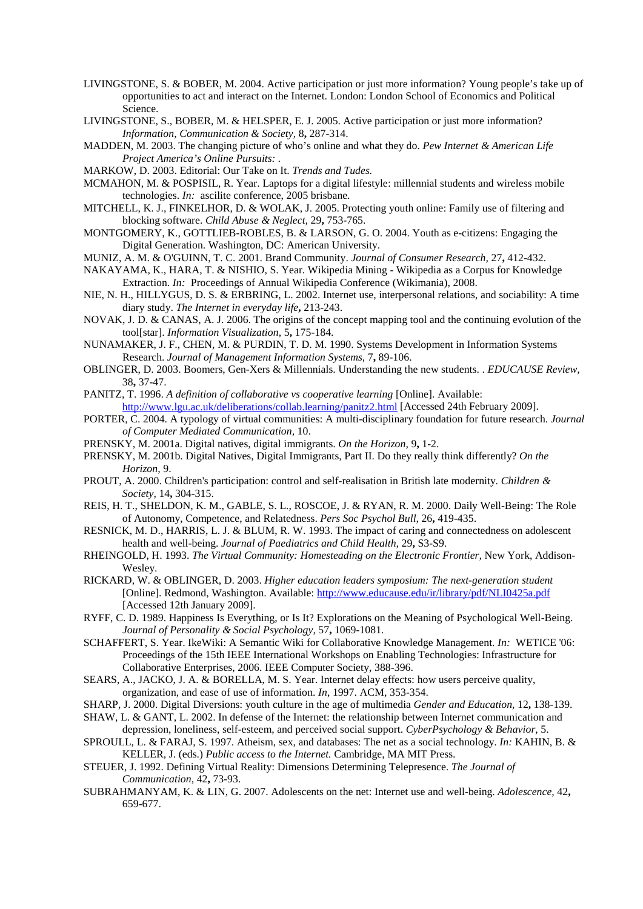LIVINGSTONE, S. & BOBER, M. 2004. Active participation or just more information? Young people's take up of opportunities to act and interact on the Internet. London: London School of Economics and Political Science.

LIVINGSTONE, S., BOBER, M. & HELSPER, E. J. 2005. Active participation or just more information? *Information, Communication & Society,* 8**,** 287-314.

MADDEN, M. 2003. The changing picture of who's online and what they do. *Pew Internet & American Life Project America's Online Pursuits:* .

MARKOW, D. 2003. Editorial: Our Take on It. *Trends and Tudes.*

MCMAHON, M. & POSPISIL, R. Year. Laptops for a digital lifestyle: millennial students and wireless mobile technologies. *In:* ascilite conference, 2005 brisbane.

MITCHELL, K. J., FINKELHOR, D. & WOLAK, J. 2005. Protecting youth online: Family use of filtering and blocking software. *Child Abuse & Neglect,* 29**,** 753-765.

MONTGOMERY, K., GOTTLIEB-ROBLES, B. & LARSON, G. O. 2004. Youth as e-citizens: Engaging the Digital Generation. Washington, DC: American University.

MUNIZ, A. M. & O'GUINN, T. C. 2001. Brand Community. *Journal of Consumer Research,* 27**,** 412-432.

NAKAYAMA, K., HARA, T. & NISHIO, S. Year. Wikipedia Mining - Wikipedia as a Corpus for Knowledge Extraction. *In:* Proceedings of Annual Wikipedia Conference (Wikimania), 2008.

NIE, N. H., HILLYGUS, D. S. & ERBRING, L. 2002. Internet use, interpersonal relations, and sociability: A time diary study. *The Internet in everyday life***,** 213-243.

NOVAK, J. D. & CANAS, A. J. 2006. The origins of the concept mapping tool and the continuing evolution of the tool[star]. *Information Visualization,* 5**,** 175-184.

NUNAMAKER, J. F., CHEN, M. & PURDIN, T. D. M. 1990. Systems Development in Information Systems Research. *Journal of Management Information Systems,* 7**,** 89-106.

OBLINGER, D. 2003. Boomers, Gen-Xers & Millennials. Understanding the new students. . *EDUCAUSE Review,* 38**,** 37-47.

PANITZ, T. 1996. *A definition of collaborative vs cooperative learning* [Online]. Available: http://www.lgu.ac.uk/deliberations/collab.learning/panitz2.html [Accessed 24th February 2009].

PORTER, C. 2004. A typology of virtual communities: A multi-disciplinary foundation for future research. *Journal of Computer Mediated Communication,* 10.

PRENSKY, M. 2001a. Digital natives, digital immigrants. *On the Horizon,* 9**,** 1-2.

PRENSKY, M. 2001b. Digital Natives, Digital Immigrants, Part II. Do they really think differently? *On the Horizon,* 9.

PROUT, A. 2000. Children's participation: control and self-realisation in British late modernity. *Children & Society,* 14**,** 304-315.

REIS, H. T., SHELDON, K. M., GABLE, S. L., ROSCOE, J. & RYAN, R. M. 2000. Daily Well-Being: The Role of Autonomy, Competence, and Relatedness. *Pers Soc Psychol Bull,* 26**,** 419-435.

RESNICK, M. D., HARRIS, L. J. & BLUM, R. W. 1993. The impact of caring and connectedness on adolescent health and well-being. *Journal of Paediatrics and Child Health,* 29**,** S3-S9.

RHEINGOLD, H. 1993. *The Virtual Community: Homesteading on the Electronic Frontier,* New York, Addison-Wesley.

RICKARD, W. & OBLINGER, D. 2003. *Higher education leaders symposium: The next-generation student* [Online]. Redmond, Washington. Available: http://www.educause.edu/ir/library/pdf/NLI0425a.pdf [Accessed 12th January 2009].

RYFF, C. D. 1989. Happiness Is Everything, or Is It? Explorations on the Meaning of Psychological Well-Being. *Journal of Personality & Social Psychology,* 57**,** 1069-1081.

SCHAFFERT, S. Year. IkeWiki: A Semantic Wiki for Collaborative Knowledge Management. *In:* WETICE '06: Proceedings of the 15th IEEE International Workshops on Enabling Technologies: Infrastructure for Collaborative Enterprises, 2006. IEEE Computer Society, 388-396.

SEARS, A., JACKO, J. A. & BORELLA, M. S. Year. Internet delay effects: how users perceive quality, organization, and ease of use of information. *In*, 1997. ACM, 353-354.

SHARP, J. 2000. Digital Diversions: youth culture in the age of multimedia *Gender and Education,* 12**,** 138-139.

SHAW, L. & GANT, L. 2002. In defense of the Internet: the relationship between Internet communication and depression, loneliness, self-esteem, and perceived social support. *CyberPsychology & Behavior,* 5.

SPROULL, L. & FARAJ, S. 1997. Atheism, sex, and databases: The net as a social technology. *In:* KAHIN, B. & KELLER, J. (eds.) *Public access to the Internet.* Cambridge, MA MIT Press.

STEUER, J. 1992. Defining Virtual Reality: Dimensions Determining Telepresence. *The Journal of Communication,* 42**,** 73-93.

SUBRAHMANYAM, K. & LIN, G. 2007. Adolescents on the net: Internet use and well-being. *Adolescence,* 42**,** 659-677.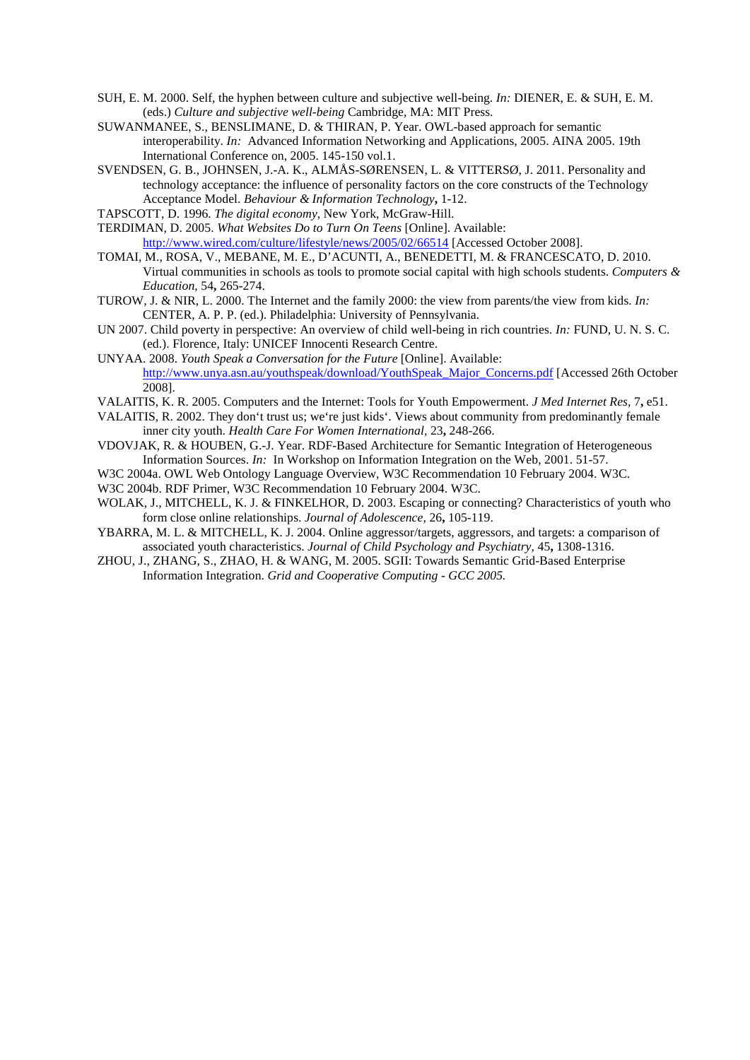SUH, E. M. 2000. Self, the hyphen between culture and subjective well-being. *In:* DIENER, E. & SUH, E. M. (eds.) *Culture and subjective well-being* Cambridge, MA: MIT Press.

SUWANMANEE, S., BENSLIMANE, D. & THIRAN, P. Year. OWL-based approach for semantic interoperability. *In:* Advanced Information Networking and Applications, 2005. AINA 2005. 19th International Conference on, 2005. 145-150 vol.1.

SVENDSEN, G. B., JOHNSEN, J.-A. K., ALMÅS-SØRENSEN, L. & VITTERSØ, J. 2011. Personality and technology acceptance: the influence of personality factors on the core constructs of the Technology Acceptance Model. *Behaviour & Information Technology*, 1-12.

TAPSCOTT, D. 1996. *The digital economy*, New York, McGraw-Hill.

TERDIMAN, D. 2005. *What Websites Do to Turn On Teens* [Online]. Available: http://www.wired.com/culture/lifestyle/news/2005/02/66514 [Accessed October 2008].

TOMAI, M., ROSA, V., MEBANE, M. E., D'ACUNTI, A., BENEDETTI, M. & FRANCESCATO, D. 2010. Virtual communities in schools as tools to promote social capital with high schools students. *Computers & Education*, 54**,** 265-274.

TUROW, J. & NIR, L. 2000. The Internet and the family 2000: the view from parents/the view from kids. *In:* CENTER, A. P. P. (ed.). Philadelphia: University of Pennsylvania.

UN 2007. Child poverty in perspective: An overview of child well-being in rich countries. *In:* FUND, U. N. S. C. (ed.). Florence, Italy: UNICEF Innocenti Research Centre.

UNYAA. 2008. *Youth Speak a Conversation for the Future* [Online]. Available: http://www.unya.asn.au/youthspeak/download/YouthSpeak_Major_Concerns.pdf [Accessed 26th October 2008].

VALAITIS, K. R. 2005. Computers and the Internet: Tools for Youth Empowerment. *J Med Internet Res*, 7**,** e51.

VALAITIS, R. 2002. They don't trust us; we're just kids'. Views about community from predominantly female inner city youth. *Health Care For Women International*, 23**,** 248-266.

VDOVJAK, R. & HOUBEN, G.-J. Year. RDF-Based Architecture for Semantic Integration of Heterogeneous Information Sources. *In:* In Workshop on Information Integration on the Web, 2001. 51-57.

W3C 2004a. OWL Web Ontology Language Overview, W3C Recommendation 10 February 2004. W3C.

W3C 2004b. RDF Primer, W3C Recommendation 10 February 2004. W3C.

WOLAK, J., MITCHELL, K. J. & FINKELHOR, D. 2003. Escaping or connecting? Characteristics of youth who form close online relationships. *Journal of Adolescence*, 26**,** 105-119.

YBARRA, M. L. & MITCHELL, K. J. 2004. Online aggressor/targets, aggressors, and targets: a comparison of associated youth characteristics. *Journal of Child Psychology and Psychiatry*, 45**,** 1308-1316.

ZHOU, J., ZHANG, S., ZHAO, H. & WANG, M. 2005. SGII: Towards Semantic Grid-Based Enterprise Information Integration. *Grid and Cooperative Computing - GCC 2005.*